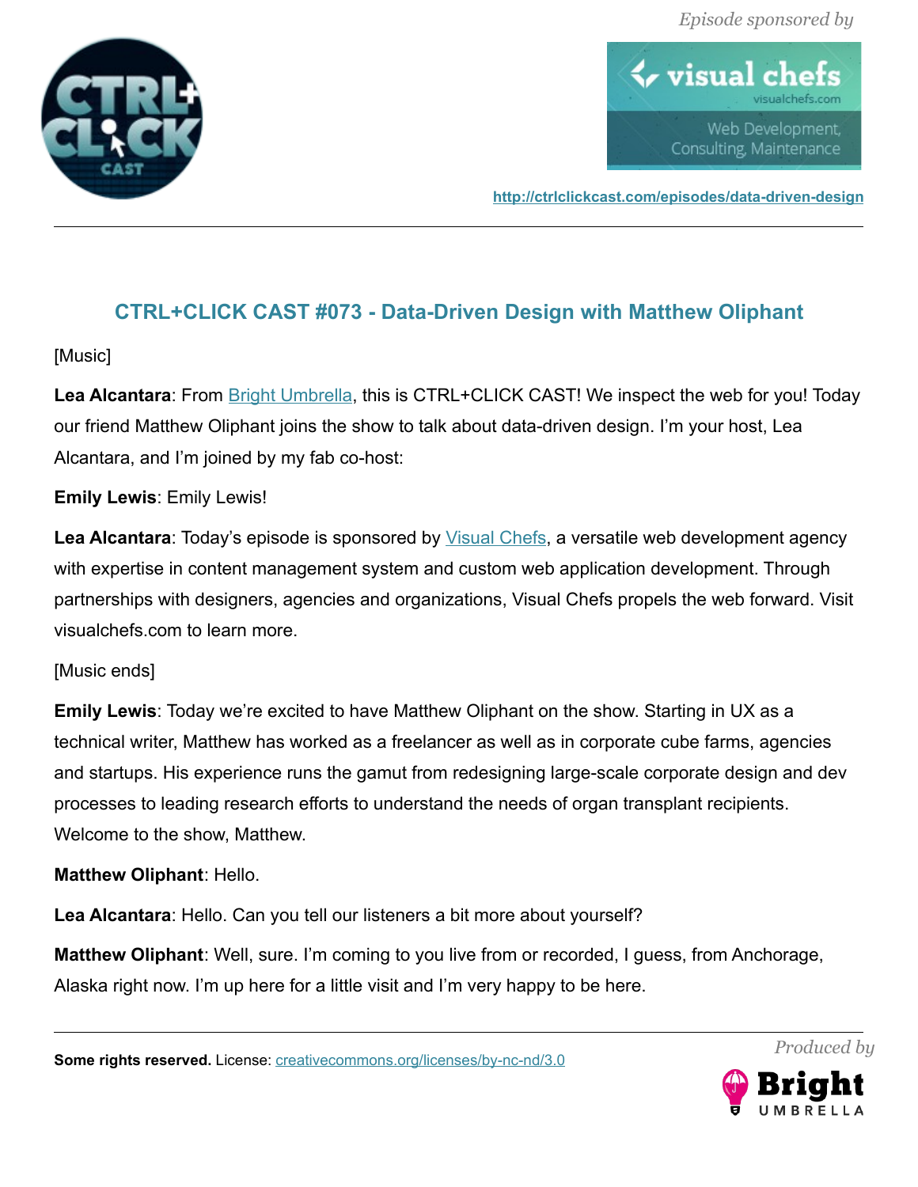Episode sponsored by

http://ctrlclickcast.com/episodes/data-driven-design

## CTRL+CLICK CAST #073 - Data-Driven Design with Matthew Oliphant

[Music]

**Lea Alcantara**: From Bright Umbrella, this is CTRL+CLICK CAST! We inspect the web for you! Today our friend Matthew Oliphant joins the show to talk about data-driven design. I'm your host, Lea Alcantara, and I'm joined by my fab co-host:

**Emily Lewis**: Emily Lewis!

**Lea Alcantara**: Today's episode is sponsored by Visual Chefs, a versatile web development agency with expertise in content management system and custom web application development. Through partnerships with designers, agencies and organizations, Visual Chefs propels the web forward. Visit visualchefs.com to learn more.

[Music ends]

**Emily Lewis**: Today we're excited to have Matthew Oliphant on the show. Starting in UX as a technical writer, Matthew has worked as a freelancer as well as in corporate cube farms, agencies and startups. His experience runs the gamut from redesigning large-scale corporate design and dev processes to leading research efforts to understand the needs of organ transplant recipients. Welcome to the show, Matthew.

**Matthew Oliphant**: Hello.

**Lea Alcantara**: Hello. Can you tell our listeners a bit more about yourself?

**Matthew Oliphant**: Well, sure. I'm coming to you live from or recorded, I guess, from Anchorage, Alaska right now. I'm up here for a little visit and I'm very happy to be here.

**Some rights reserved.** License: creativecommons.org/licenses/by-nc-nd/3.0

Produced by Bright Umbrella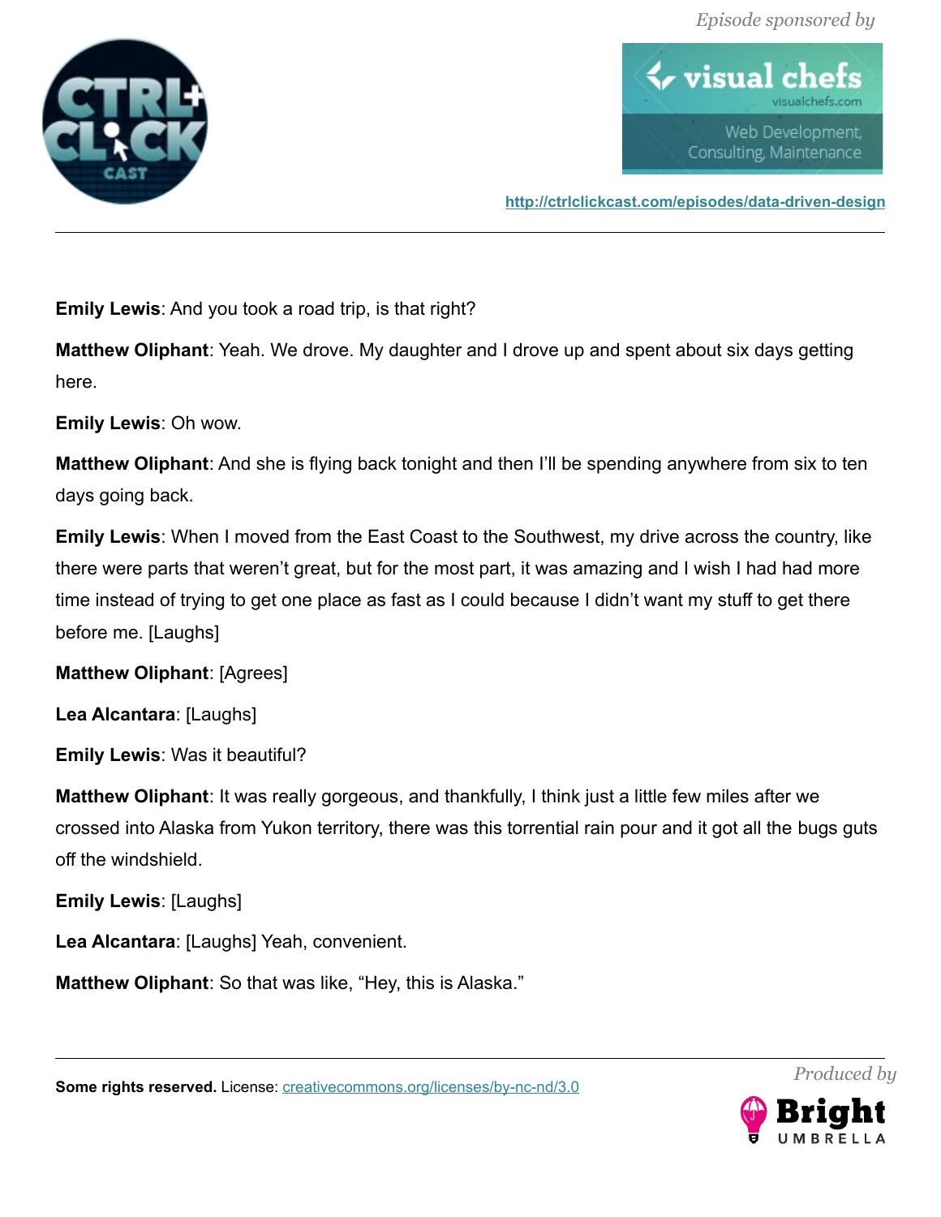**Emily Lewis**: And you took a road trip, is that right?

**Matthew Oliphant**: Yeah. We drove. My daughter and I drove up and spent about six days getting here.

**Emily Lewis**: Oh wow.

**Matthew Oliphant**: And she is flying back tonight and then I'll be spending anywhere from six to ten days going back.

**Emily Lewis**: When I moved from the East Coast to the Southwest, my drive across the country, like there were parts that weren't great, but for the most part, it was amazing and I wish I had had more time instead of trying to get one place as fast as I could because I didn't want my stuff to get there before me. [Laughs]

**Matthew Oliphant**: [Agrees]

**Lea Alcantara**: [Laughs]

**Emily Lewis**: Was it beautiful?

**Matthew Oliphant**: It was really gorgeous, and thankfully, I think just a little few miles after we crossed into Alaska from Yukon territory, there was this torrential rain pour and it got all the bugs guts off the windshield.

**Emily Lewis**: [Laughs]

**Lea Alcantara**: [Laughs] Yeah, convenient.

**Matthew Oliphant**: So that was like, "Hey, this is Alaska."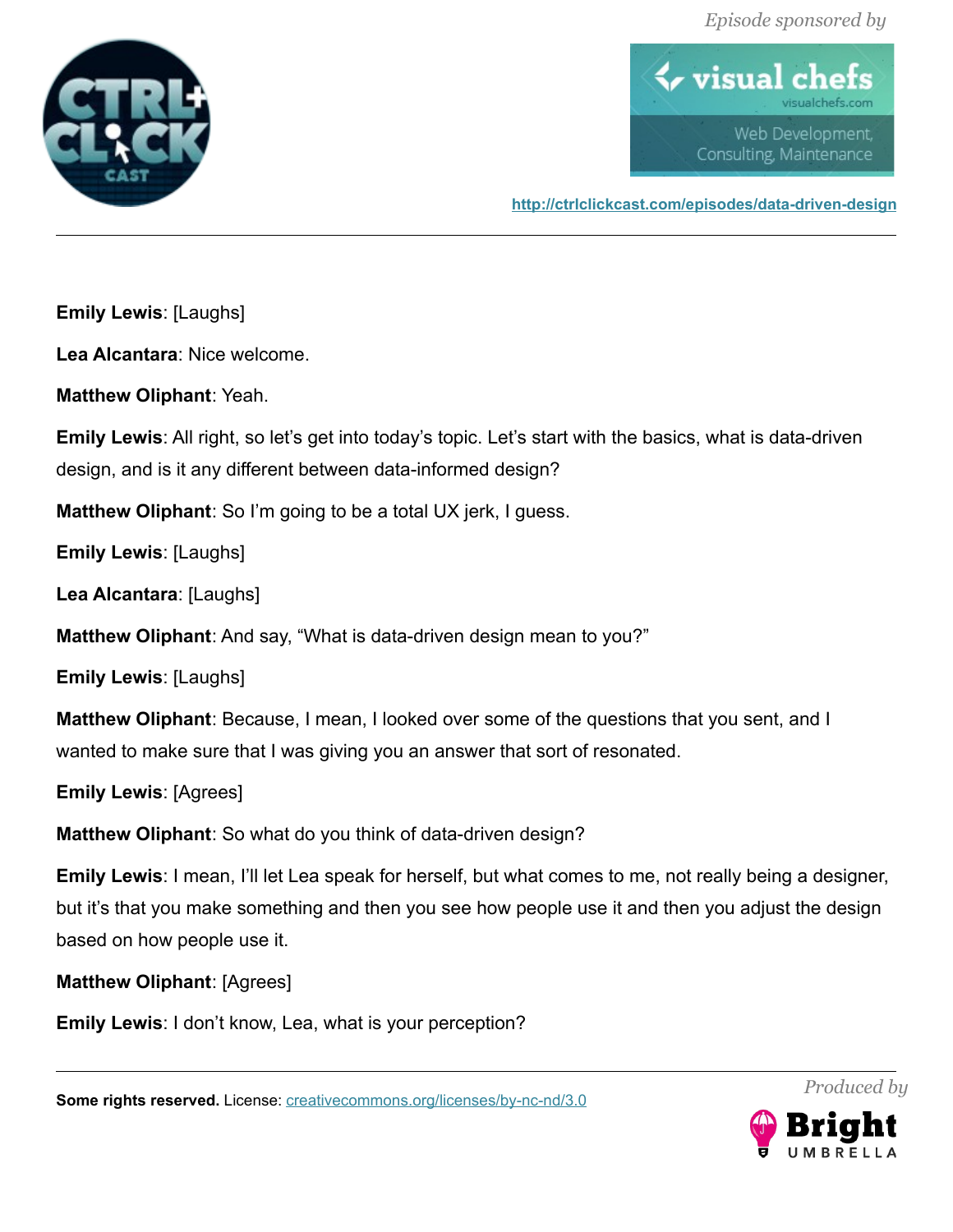**Emily Lewis**: [Laughs]

**Lea Alcantara**: Nice welcome.

**Matthew Oliphant**: Yeah.

**Emily Lewis**: All right, so let's get into today's topic. Let's start with the basics, what is data-driven design, and is it any different between data-informed design?

**Matthew Oliphant**: So I'm going to be a total UX jerk, I guess.

**Emily Lewis**: [Laughs]

**Lea Alcantara**: [Laughs]

**Matthew Oliphant**: And say, "What is data-driven design mean to you?"

**Emily Lewis**: [Laughs]

**Matthew Oliphant**: Because, I mean, I looked over some of the questions that you sent, and I wanted to make sure that I was giving you an answer that sort of resonated.

**Emily Lewis**: [Agrees]

**Matthew Oliphant**: So what do you think of data-driven design?

**Emily Lewis**: I mean, I'll let Lea speak for herself, but what comes to me, not really being a designer, but it's that you make something and then you see how people use it and then you adjust the design based on how people use it.

**Matthew Oliphant**: [Agrees]

**Emily Lewis**: I don't know, Lea, what is your perception?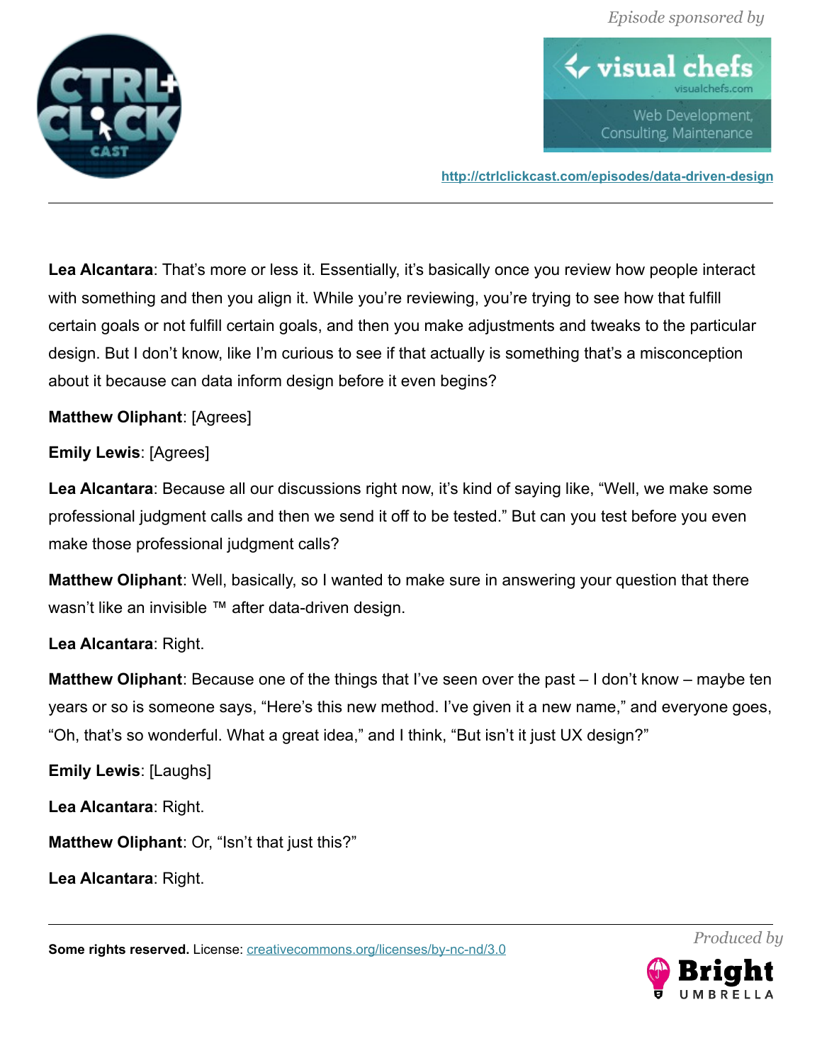**Lea Alcantara**: That's more or less it. Essentially, it's basically once you review how people interact with something and then you align it. While you're reviewing, you're trying to see how that fulfill certain goals or not fulfill certain goals, and then you make adjustments and tweaks to the particular design. But I don't know, like I'm curious to see if that actually is something that's a misconception about it because can data inform design before it even begins?

**Matthew Oliphant**: [Agrees]

**Emily Lewis**: [Agrees]

**Lea Alcantara**: Because all our discussions right now, it's kind of saying like, "Well, we make some professional judgment calls and then we send it off to be tested." But can you test before you even make those professional judgment calls?

**Matthew Oliphant**: Well, basically, so I wanted to make sure in answering your question that there wasn't like an invisible ™ after data-driven design.

**Lea Alcantara**: Right.

**Matthew Oliphant**: Because one of the things that I've seen over the past – I don't know – maybe ten years or so is someone says, "Here's this new method. I've given it a new name," and everyone goes, "Oh, that's so wonderful. What a great idea," and I think, "But isn't it just UX design?"

**Emily Lewis**: [Laughs]

**Lea Alcantara**: Right.

**Matthew Oliphant**: Or, "Isn't that just this?"

**Lea Alcantara**: Right.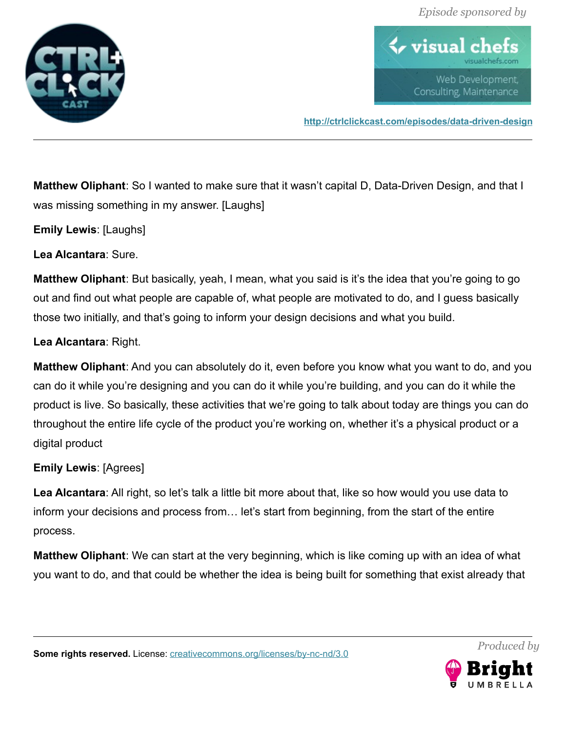**Matthew Oliphant**: So I wanted to make sure that it wasn't capital D, Data-Driven Design, and that I was missing something in my answer. [Laughs]

**Emily Lewis**: [Laughs]

**Lea Alcantara**: Sure.

**Matthew Oliphant**: But basically, yeah, I mean, what you said is it's the idea that you're going to go out and find out what people are capable of, what people are motivated to do, and I guess basically those two initially, and that's going to inform your design decisions and what you build.

**Lea Alcantara**: Right.

**Matthew Oliphant**: And you can absolutely do it, even before you know what you want to do, and you can do it while you're designing and you can do it while you're building, and you can do it while the product is live. So basically, these activities that we're going to talk about today are things you can do throughout the entire life cycle of the product you're working on, whether it's a physical product or a digital product

**Emily Lewis**: [Agrees]

**Lea Alcantara**: All right, so let's talk a little bit more about that, like so how would you use data to inform your decisions and process from… let's start from beginning, from the start of the entire process.

**Matthew Oliphant**: We can start at the very beginning, which is like coming up with an idea of what you want to do, and that could be whether the idea is being built for something that exist already that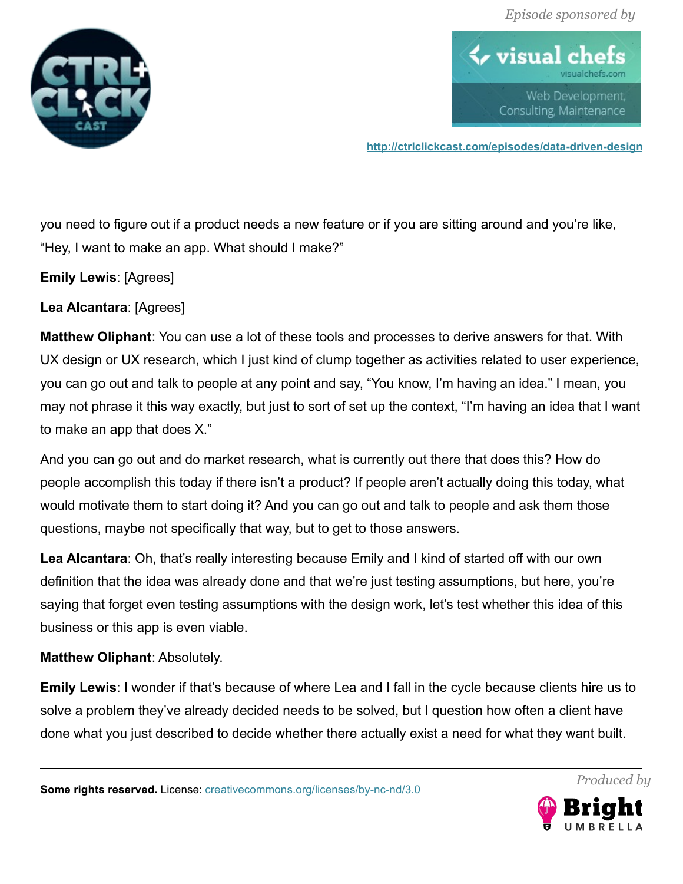you need to figure out if a product needs a new feature or if you are sitting around and you're like, "Hey, I want to make an app. What should I make?"

**Emily Lewis**: [Agrees]

**Lea Alcantara**: [Agrees]

**Matthew Oliphant**: You can use a lot of these tools and processes to derive answers for that. With UX design or UX research, which I just kind of clump together as activities related to user experience, you can go out and talk to people at any point and say, "You know, I'm having an idea." I mean, you may not phrase it this way exactly, but just to sort of set up the context, "I'm having an idea that I want to make an app that does X."

And you can go out and do market research, what is currently out there that does this? How do people accomplish this today if there isn't a product? If people aren't actually doing this today, what would motivate them to start doing it? And you can go out and talk to people and ask them those questions, maybe not specifically that way, but to get to those answers.

**Lea Alcantara**: Oh, that's really interesting because Emily and I kind of started off with our own definition that the idea was already done and that we're just testing assumptions, but here, you're saying that forget even testing assumptions with the design work, let's test whether this idea of this business or this app is even viable.

**Matthew Oliphant**: Absolutely.

**Emily Lewis**: I wonder if that's because of where Lea and I fall in the cycle because clients hire us to solve a problem they've already decided needs to be solved, but I question how often a client have done what you just described to decide whether there actually exist a need for what they want built.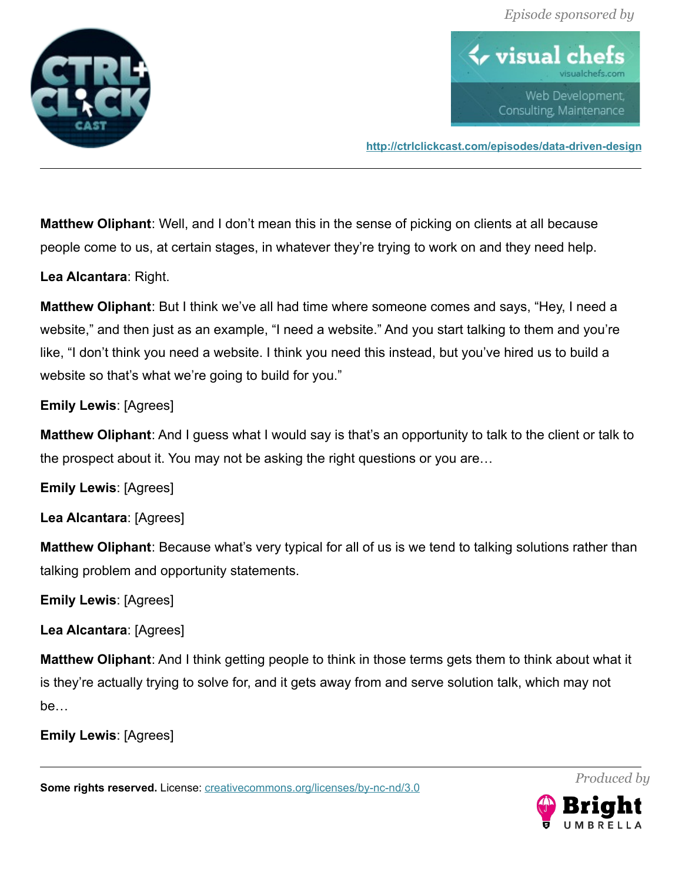**Matthew Oliphant**: Well, and I don't mean this in the sense of picking on clients at all because people come to us, at certain stages, in whatever they're trying to work on and they need help.

**Lea Alcantara**: Right.

**Matthew Oliphant**: But I think we've all had time where someone comes and says, "Hey, I need a website," and then just as an example, "I need a website." And you start talking to them and you're like, "I don't think you need a website. I think you need this instead, but you've hired us to build a website so that's what we're going to build for you."

**Emily Lewis**: [Agrees]

**Matthew Oliphant**: And I guess what I would say is that's an opportunity to talk to the client or talk to the prospect about it. You may not be asking the right questions or you are…

**Emily Lewis**: [Agrees]

**Lea Alcantara**: [Agrees]

**Matthew Oliphant**: Because what's very typical for all of us is we tend to talking solutions rather than talking problem and opportunity statements.

**Emily Lewis**: [Agrees]

**Lea Alcantara**: [Agrees]

**Matthew Oliphant**: And I think getting people to think in those terms gets them to think about what it is they're actually trying to solve for, and it gets away from and serve solution talk, which may not be…

**Emily Lewis**: [Agrees]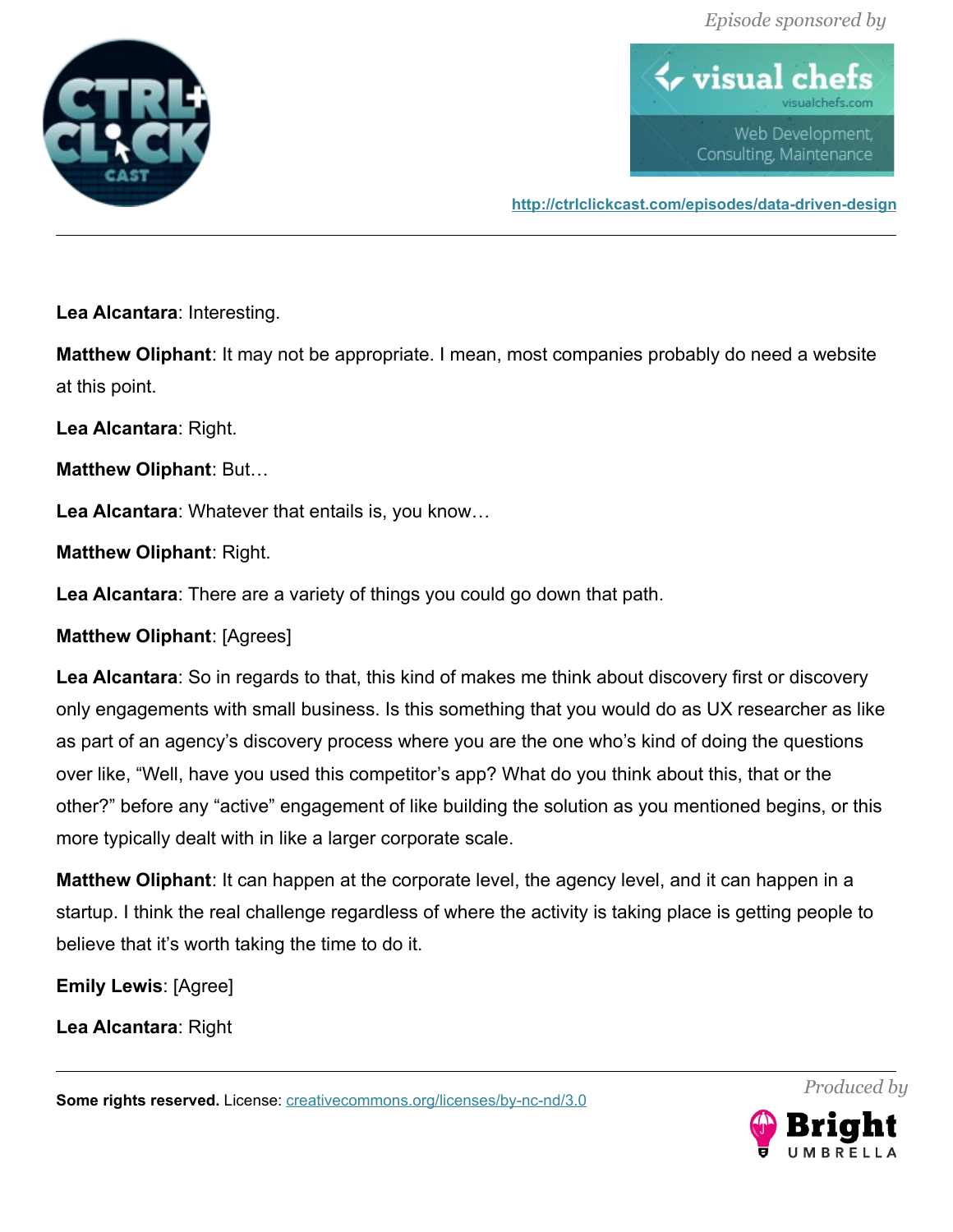**Lea Alcantara**: Interesting.

**Matthew Oliphant**: It may not be appropriate. I mean, most companies probably do need a website at this point.

**Lea Alcantara**: Right.

**Matthew Oliphant**: But…

**Lea Alcantara**: Whatever that entails is, you know…

**Matthew Oliphant**: Right.

**Lea Alcantara**: There are a variety of things you could go down that path.

**Matthew Oliphant**: [Agrees]

**Lea Alcantara**: So in regards to that, this kind of makes me think about discovery first or discovery only engagements with small business. Is this something that you would do as UX researcher as like as part of an agency's discovery process where you are the one who's kind of doing the questions over like, "Well, have you used this competitor's app? What do you think about this, that or the other?" before any "active" engagement of like building the solution as you mentioned begins, or this more typically dealt with in like a larger corporate scale.

**Matthew Oliphant**: It can happen at the corporate level, the agency level, and it can happen in a startup. I think the real challenge regardless of where the activity is taking place is getting people to believe that it's worth taking the time to do it.

**Emily Lewis**: [Agree]

**Lea Alcantara**: Right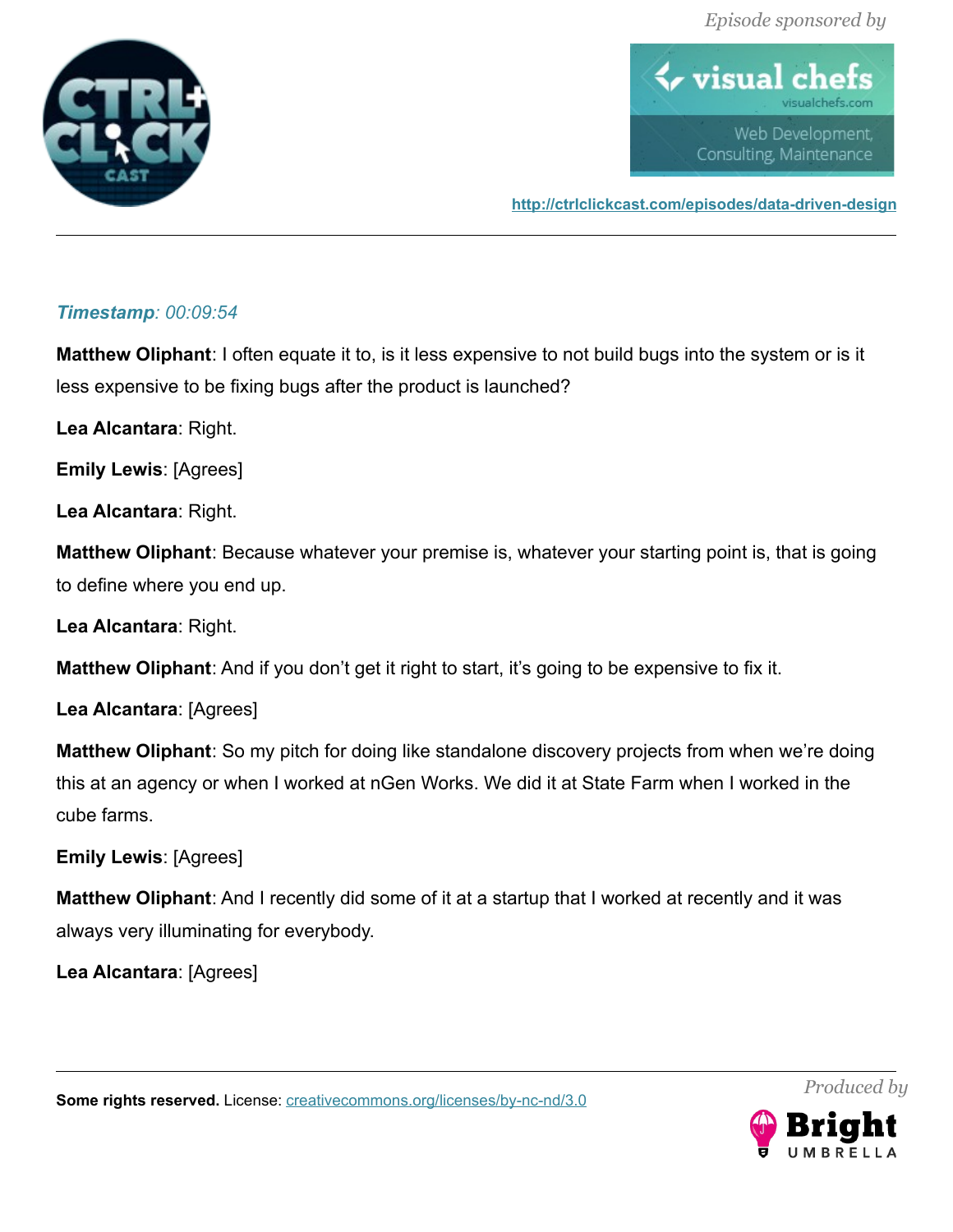***Timestamp**: 00:09:54*

**Matthew Oliphant**: I often equate it to, is it less expensive to not build bugs into the system or is it less expensive to be fixing bugs after the product is launched?

**Lea Alcantara**: Right.

**Emily Lewis**: [Agrees]

**Lea Alcantara**: Right.

**Matthew Oliphant**: Because whatever your premise is, whatever your starting point is, that is going to define where you end up.

**Lea Alcantara**: Right.

**Matthew Oliphant**: And if you don't get it right to start, it's going to be expensive to fix it.

**Lea Alcantara**: [Agrees]

**Matthew Oliphant**: So my pitch for doing like standalone discovery projects from when we're doing this at an agency or when I worked at nGen Works. We did it at State Farm when I worked in the cube farms.

**Emily Lewis**: [Agrees]

**Matthew Oliphant**: And I recently did some of it at a startup that I worked at recently and it was always very illuminating for everybody.

**Lea Alcantara**: [Agrees]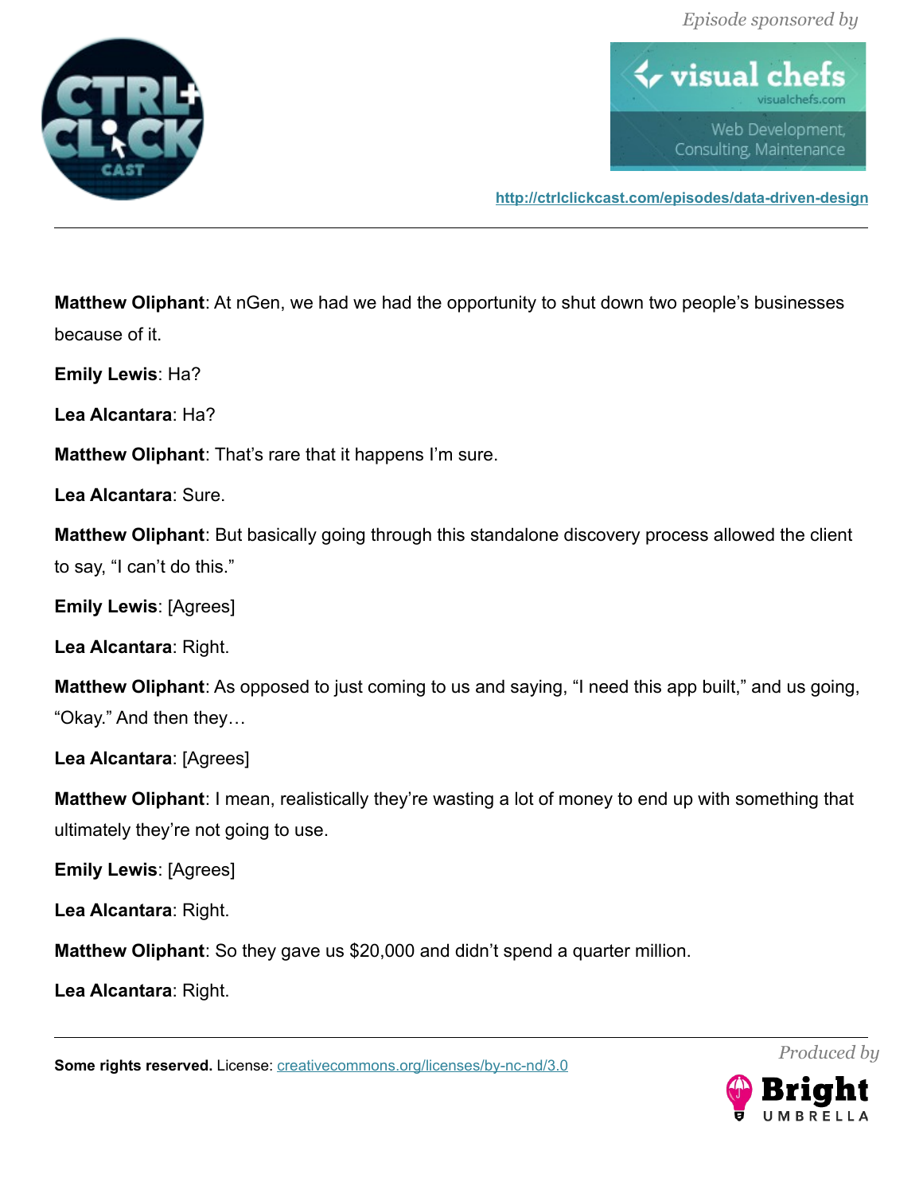**Matthew Oliphant**: At nGen, we had we had the opportunity to shut down two people's businesses because of it.

**Emily Lewis**: Ha?

**Lea Alcantara**: Ha?

**Matthew Oliphant**: That's rare that it happens I'm sure.

**Lea Alcantara**: Sure.

**Matthew Oliphant**: But basically going through this standalone discovery process allowed the client to say, "I can't do this."

**Emily Lewis**: [Agrees]

**Lea Alcantara**: Right.

**Matthew Oliphant**: As opposed to just coming to us and saying, "I need this app built," and us going, "Okay." And then they…

**Lea Alcantara**: [Agrees]

**Matthew Oliphant**: I mean, realistically they're wasting a lot of money to end up with something that ultimately they're not going to use.

**Emily Lewis**: [Agrees]

**Lea Alcantara**: Right.

**Matthew Oliphant**: So they gave us $20,000 and didn't spend a quarter million.

**Lea Alcantara**: Right.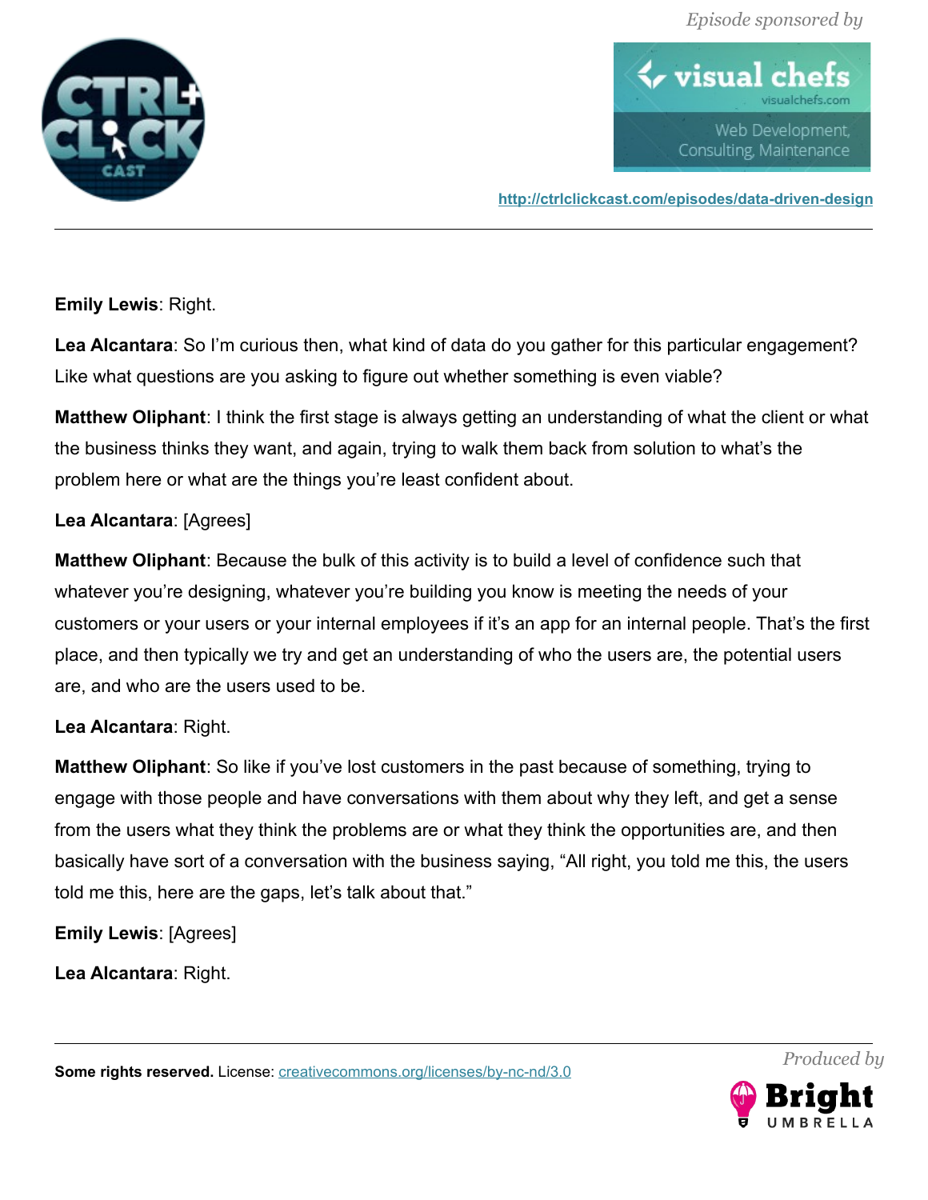**Emily Lewis**: Right.

**Lea Alcantara**: So I'm curious then, what kind of data do you gather for this particular engagement? Like what questions are you asking to figure out whether something is even viable?

**Matthew Oliphant**: I think the first stage is always getting an understanding of what the client or what the business thinks they want, and again, trying to walk them back from solution to what's the problem here or what are the things you're least confident about.

**Lea Alcantara**: [Agrees]

**Matthew Oliphant**: Because the bulk of this activity is to build a level of confidence such that whatever you're designing, whatever you're building you know is meeting the needs of your customers or your users or your internal employees if it's an app for an internal people. That's the first place, and then typically we try and get an understanding of who the users are, the potential users are, and who are the users used to be.

**Lea Alcantara**: Right.

**Matthew Oliphant**: So like if you've lost customers in the past because of something, trying to engage with those people and have conversations with them about why they left, and get a sense from the users what they think the problems are or what they think the opportunities are, and then basically have sort of a conversation with the business saying, "All right, you told me this, the users told me this, here are the gaps, let's talk about that."

**Emily Lewis**: [Agrees]

**Lea Alcantara**: Right.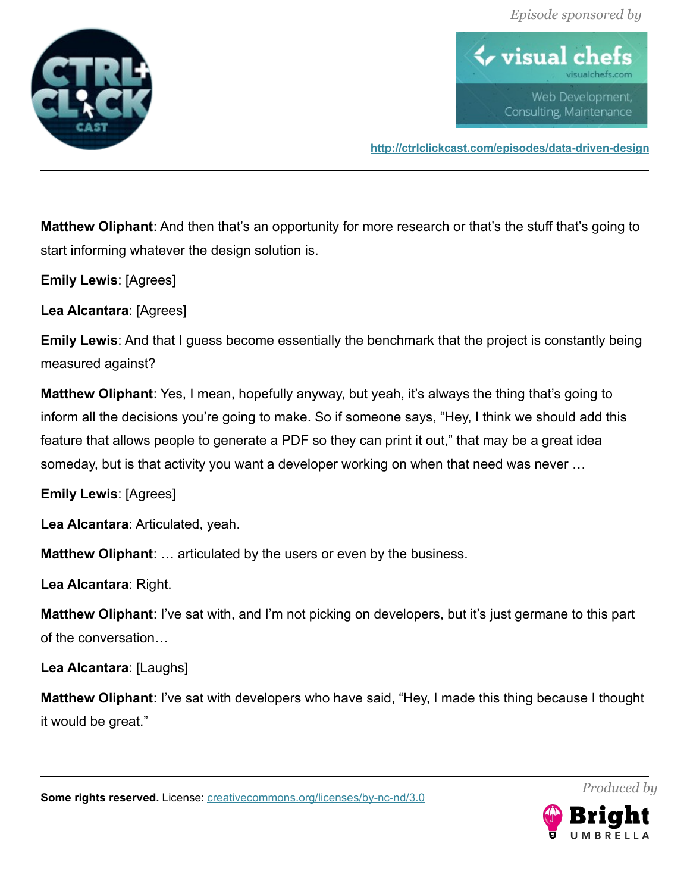**Matthew Oliphant**: And then that's an opportunity for more research or that's the stuff that's going to start informing whatever the design solution is.

**Emily Lewis**: [Agrees]

**Lea Alcantara**: [Agrees]

**Emily Lewis**: And that I guess become essentially the benchmark that the project is constantly being measured against?

**Matthew Oliphant**: Yes, I mean, hopefully anyway, but yeah, it's always the thing that's going to inform all the decisions you're going to make. So if someone says, "Hey, I think we should add this feature that allows people to generate a PDF so they can print it out," that may be a great idea someday, but is that activity you want a developer working on when that need was never …

**Emily Lewis**: [Agrees]

**Lea Alcantara**: Articulated, yeah.

**Matthew Oliphant**: … articulated by the users or even by the business.

**Lea Alcantara**: Right.

**Matthew Oliphant**: I've sat with, and I'm not picking on developers, but it's just germane to this part of the conversation…

**Lea Alcantara**: [Laughs]

**Matthew Oliphant**: I've sat with developers who have said, "Hey, I made this thing because I thought it would be great."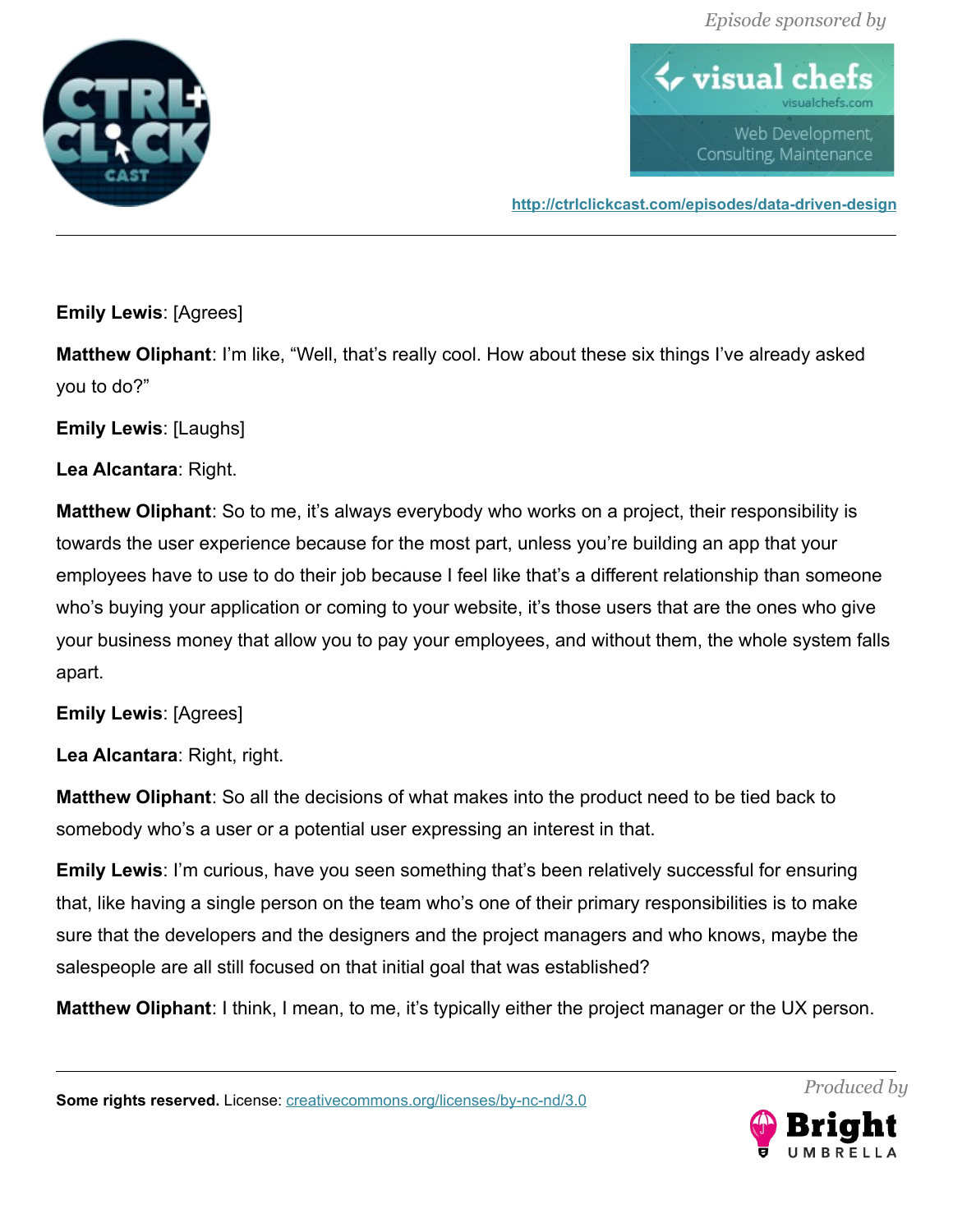**Emily Lewis**: [Agrees]

**Matthew Oliphant**: I'm like, "Well, that's really cool. How about these six things I've already asked you to do?"

**Emily Lewis**: [Laughs]

**Lea Alcantara**: Right.

**Matthew Oliphant**: So to me, it's always everybody who works on a project, their responsibility is towards the user experience because for the most part, unless you're building an app that your employees have to use to do their job because I feel like that's a different relationship than someone who's buying your application or coming to your website, it's those users that are the ones who give your business money that allow you to pay your employees, and without them, the whole system falls apart.

**Emily Lewis**: [Agrees]

**Lea Alcantara**: Right, right.

**Matthew Oliphant**: So all the decisions of what makes into the product need to be tied back to somebody who's a user or a potential user expressing an interest in that.

**Emily Lewis**: I'm curious, have you seen something that's been relatively successful for ensuring that, like having a single person on the team who's one of their primary responsibilities is to make sure that the developers and the designers and the project managers and who knows, maybe the salespeople are all still focused on that initial goal that was established?

**Matthew Oliphant**: I think, I mean, to me, it's typically either the project manager or the UX person.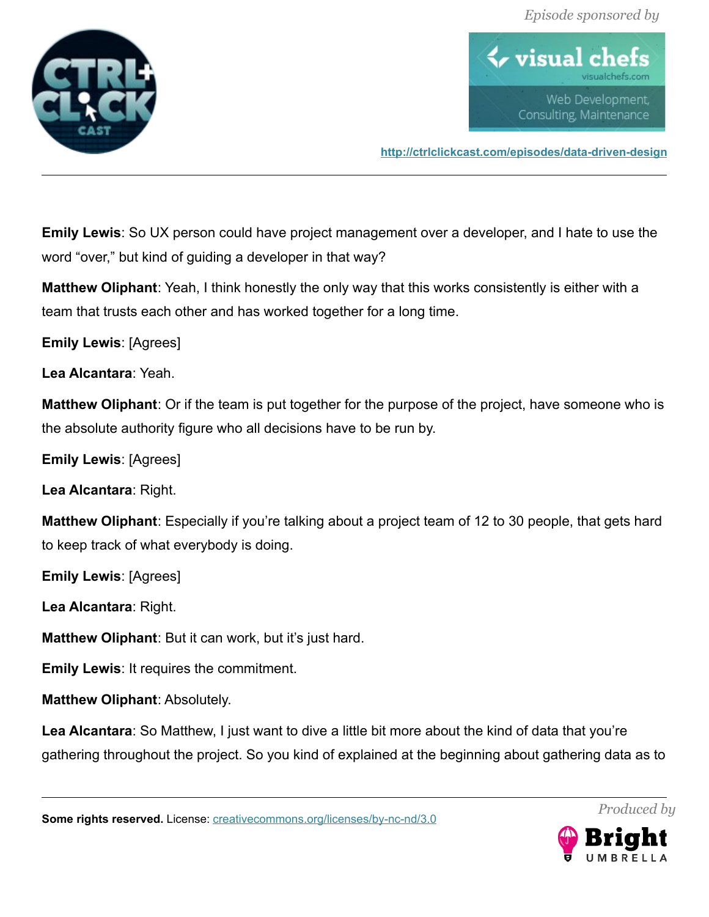**Emily Lewis**: So UX person could have project management over a developer, and I hate to use the word "over," but kind of guiding a developer in that way?

**Matthew Oliphant**: Yeah, I think honestly the only way that this works consistently is either with a team that trusts each other and has worked together for a long time.

**Emily Lewis**: [Agrees]

**Lea Alcantara**: Yeah.

**Matthew Oliphant**: Or if the team is put together for the purpose of the project, have someone who is the absolute authority figure who all decisions have to be run by.

**Emily Lewis**: [Agrees]

**Lea Alcantara**: Right.

**Matthew Oliphant**: Especially if you're talking about a project team of 12 to 30 people, that gets hard to keep track of what everybody is doing.

**Emily Lewis**: [Agrees]

**Lea Alcantara**: Right.

**Matthew Oliphant**: But it can work, but it's just hard.

**Emily Lewis**: It requires the commitment.

**Matthew Oliphant**: Absolutely.

**Lea Alcantara**: So Matthew, I just want to dive a little bit more about the kind of data that you're gathering throughout the project. So you kind of explained at the beginning about gathering data as to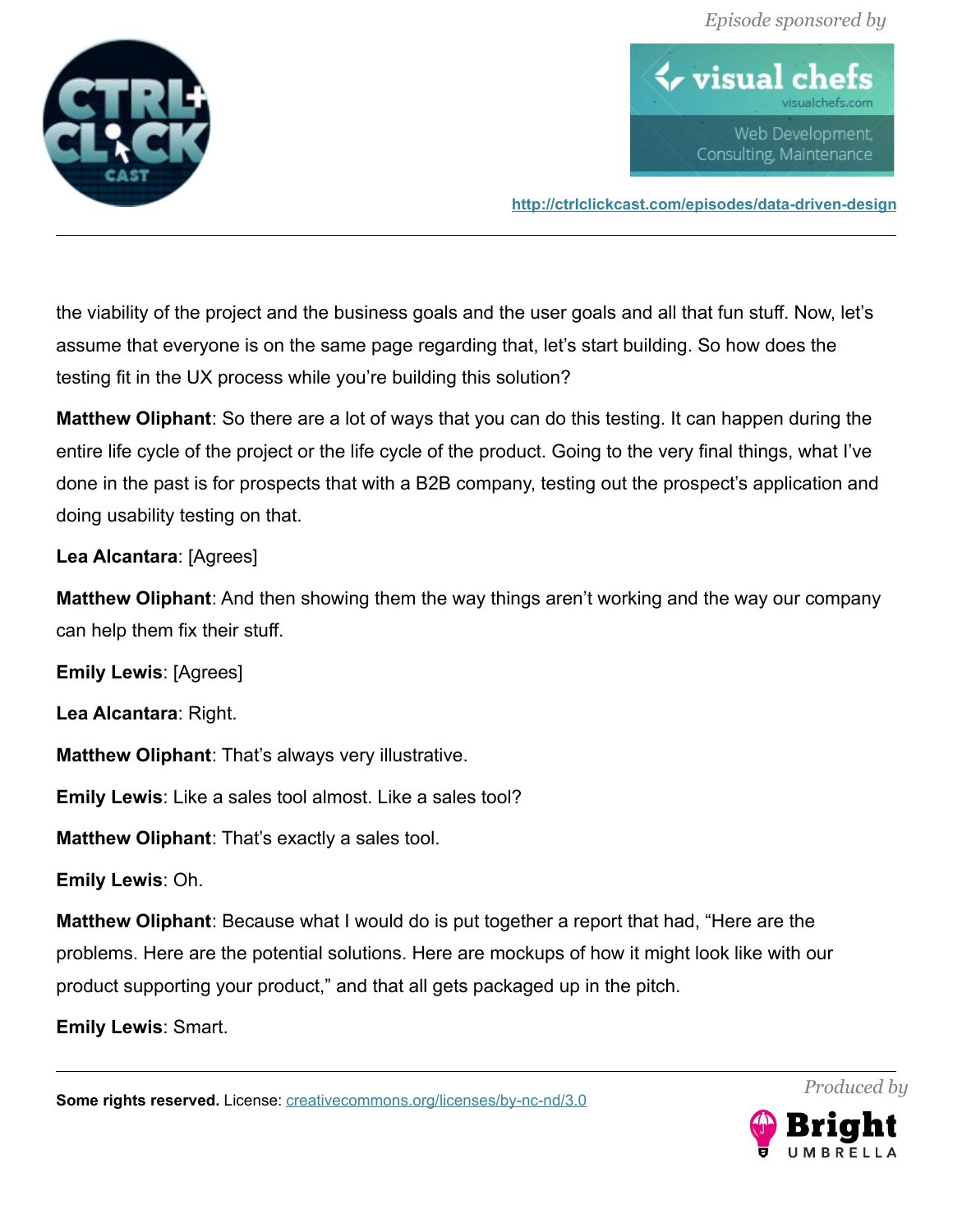the viability of the project and the business goals and the user goals and all that fun stuff. Now, let's assume that everyone is on the same page regarding that, let's start building. So how does the testing fit in the UX process while you're building this solution?

**Matthew Oliphant**: So there are a lot of ways that you can do this testing. It can happen during the entire life cycle of the project or the life cycle of the product. Going to the very final things, what I've done in the past is for prospects that with a B2B company, testing out the prospect's application and doing usability testing on that.

**Lea Alcantara**: [Agrees]

**Matthew Oliphant**: And then showing them the way things aren't working and the way our company can help them fix their stuff.

**Emily Lewis**: [Agrees]

**Lea Alcantara**: Right.

**Matthew Oliphant**: That's always very illustrative.

**Emily Lewis**: Like a sales tool almost. Like a sales tool?

**Matthew Oliphant**: That's exactly a sales tool.

**Emily Lewis**: Oh.

**Matthew Oliphant**: Because what I would do is put together a report that had, "Here are the problems. Here are the potential solutions. Here are mockups of how it might look like with our product supporting your product," and that all gets packaged up in the pitch.

**Emily Lewis**: Smart.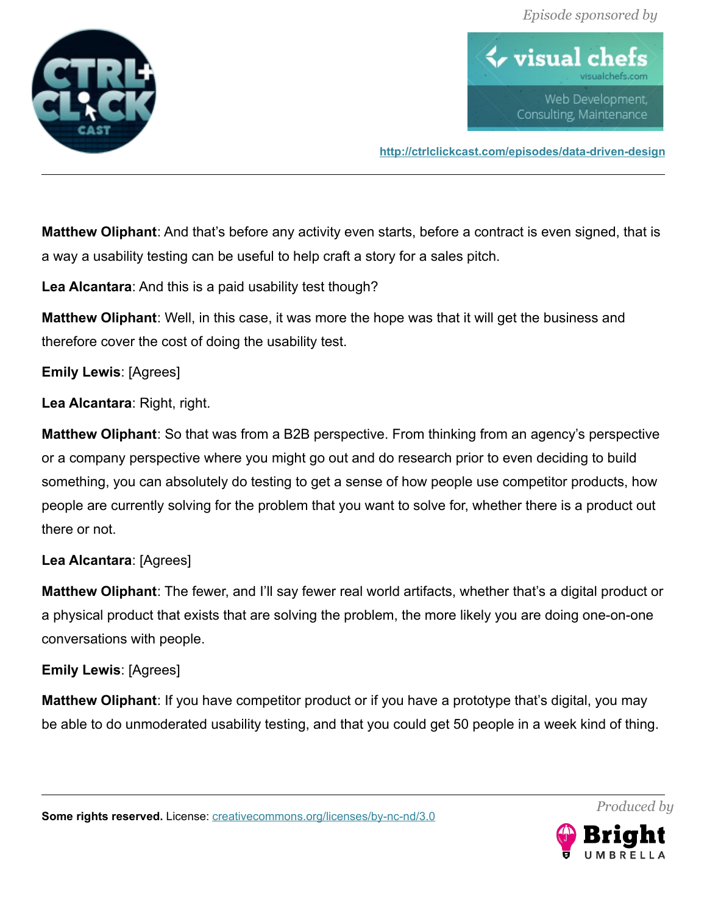**Matthew Oliphant**: And that's before any activity even starts, before a contract is even signed, that is a way a usability testing can be useful to help craft a story for a sales pitch.

**Lea Alcantara**: And this is a paid usability test though?

**Matthew Oliphant**: Well, in this case, it was more the hope was that it will get the business and therefore cover the cost of doing the usability test.

**Emily Lewis**: [Agrees]

**Lea Alcantara**: Right, right.

**Matthew Oliphant**: So that was from a B2B perspective. From thinking from an agency's perspective or a company perspective where you might go out and do research prior to even deciding to build something, you can absolutely do testing to get a sense of how people use competitor products, how people are currently solving for the problem that you want to solve for, whether there is a product out there or not.

**Lea Alcantara**: [Agrees]

**Matthew Oliphant**: The fewer, and I'll say fewer real world artifacts, whether that's a digital product or a physical product that exists that are solving the problem, the more likely you are doing one-on-one conversations with people.

**Emily Lewis**: [Agrees]

**Matthew Oliphant**: If you have competitor product or if you have a prototype that's digital, you may be able to do unmoderated usability testing, and that you could get 50 people in a week kind of thing.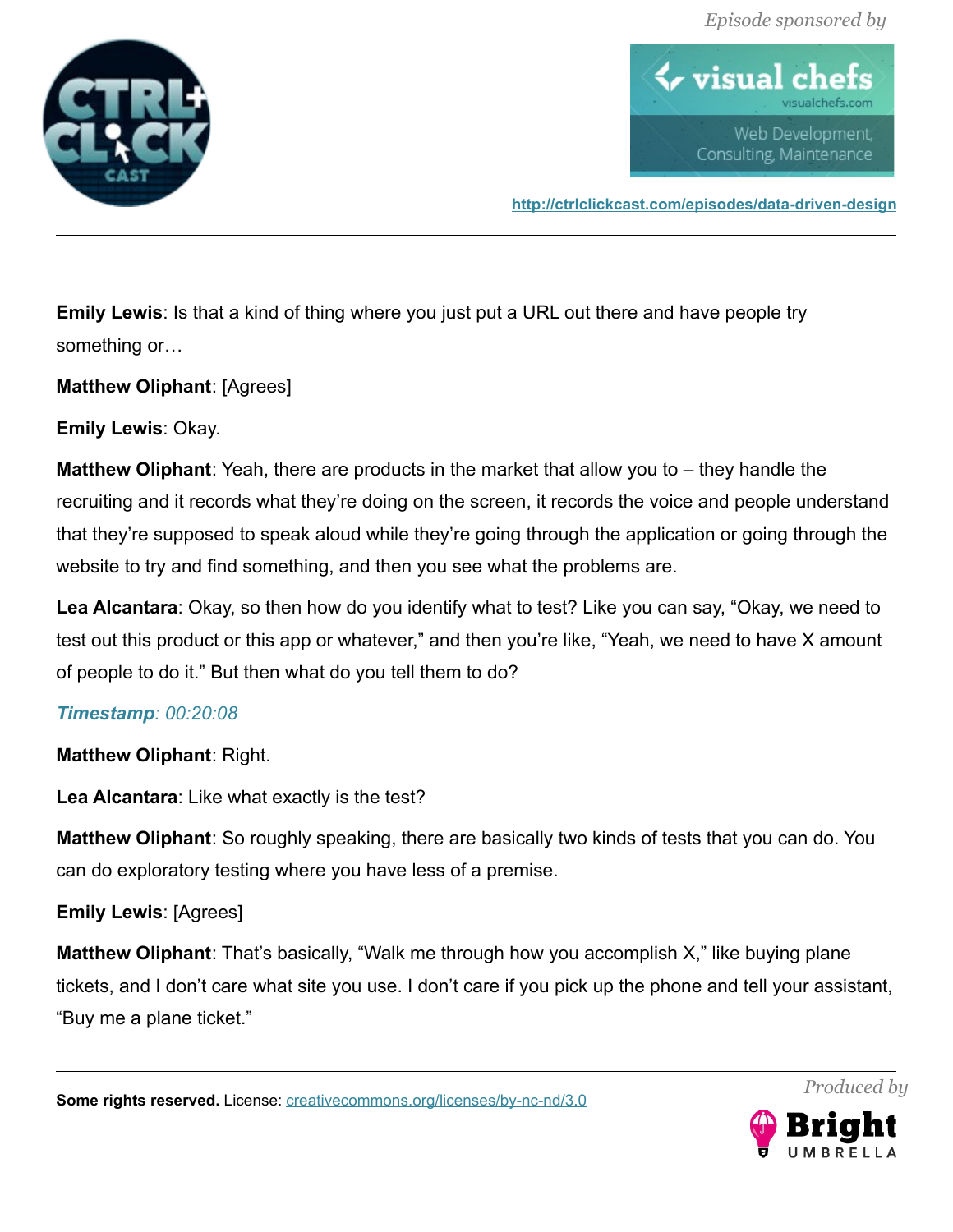**Emily Lewis**: Is that a kind of thing where you just put a URL out there and have people try something or…

**Matthew Oliphant**: [Agrees]

**Emily Lewis**: Okay.

**Matthew Oliphant**: Yeah, there are products in the market that allow you to – they handle the recruiting and it records what they're doing on the screen, it records the voice and people understand that they're supposed to speak aloud while they're going through the application or going through the website to try and find something, and then you see what the problems are.

**Lea Alcantara**: Okay, so then how do you identify what to test? Like you can say, "Okay, we need to test out this product or this app or whatever," and then you're like, "Yeah, we need to have X amount of people to do it." But then what do you tell them to do?

***Timestamp**: 00:20:08*

**Matthew Oliphant**: Right.

**Lea Alcantara**: Like what exactly is the test?

**Matthew Oliphant**: So roughly speaking, there are basically two kinds of tests that you can do. You can do exploratory testing where you have less of a premise.

**Emily Lewis**: [Agrees]

**Matthew Oliphant**: That's basically, "Walk me through how you accomplish X," like buying plane tickets, and I don't care what site you use. I don't care if you pick up the phone and tell your assistant, "Buy me a plane ticket."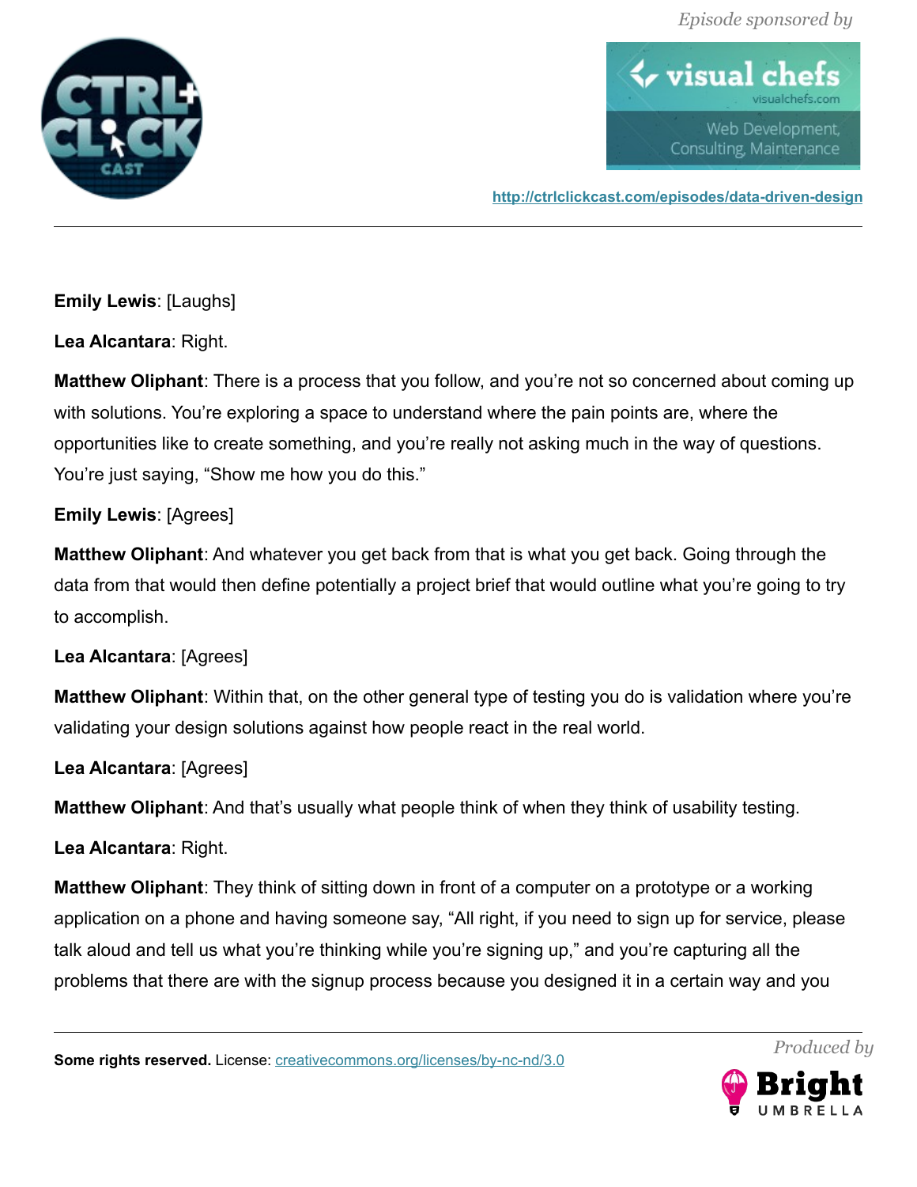**Emily Lewis**: [Laughs]

**Lea Alcantara**: Right.

**Matthew Oliphant**: There is a process that you follow, and you're not so concerned about coming up with solutions. You're exploring a space to understand where the pain points are, where the opportunities like to create something, and you're really not asking much in the way of questions. You're just saying, "Show me how you do this."

**Emily Lewis**: [Agrees]

**Matthew Oliphant**: And whatever you get back from that is what you get back. Going through the data from that would then define potentially a project brief that would outline what you're going to try to accomplish.

**Lea Alcantara**: [Agrees]

**Matthew Oliphant**: Within that, on the other general type of testing you do is validation where you're validating your design solutions against how people react in the real world.

**Lea Alcantara**: [Agrees]

**Matthew Oliphant**: And that's usually what people think of when they think of usability testing.

**Lea Alcantara**: Right.

**Matthew Oliphant**: They think of sitting down in front of a computer on a prototype or a working application on a phone and having someone say, "All right, if you need to sign up for service, please talk aloud and tell us what you're thinking while you're signing up," and you're capturing all the problems that there are with the signup process because you designed it in a certain way and you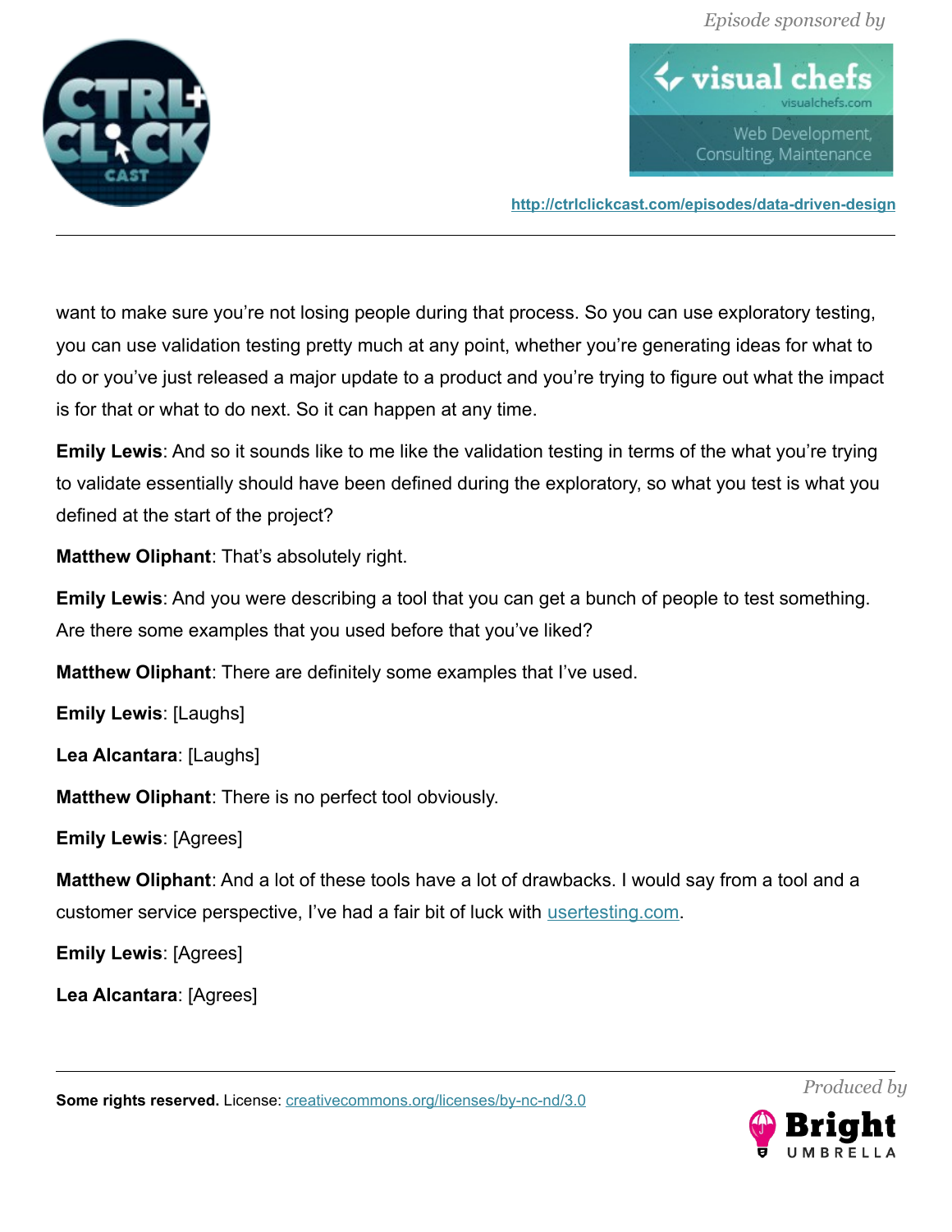want to make sure you're not losing people during that process. So you can use exploratory testing, you can use validation testing pretty much at any point, whether you're generating ideas for what to do or you've just released a major update to a product and you're trying to figure out what the impact is for that or what to do next. So it can happen at any time.

**Emily Lewis**: And so it sounds like to me like the validation testing in terms of the what you're trying to validate essentially should have been defined during the exploratory, so what you test is what you defined at the start of the project?

**Matthew Oliphant**: That's absolutely right.

**Emily Lewis**: And you were describing a tool that you can get a bunch of people to test something. Are there some examples that you used before that you've liked?

**Matthew Oliphant**: There are definitely some examples that I've used.

**Emily Lewis**: [Laughs]

**Lea Alcantara**: [Laughs]

**Matthew Oliphant**: There is no perfect tool obviously.

**Emily Lewis**: [Agrees]

**Matthew Oliphant**: And a lot of these tools have a lot of drawbacks. I would say from a tool and a customer service perspective, I've had a fair bit of luck with [usertesting.com](http://usertesting.com).

**Emily Lewis**: [Agrees]

**Lea Alcantara**: [Agrees]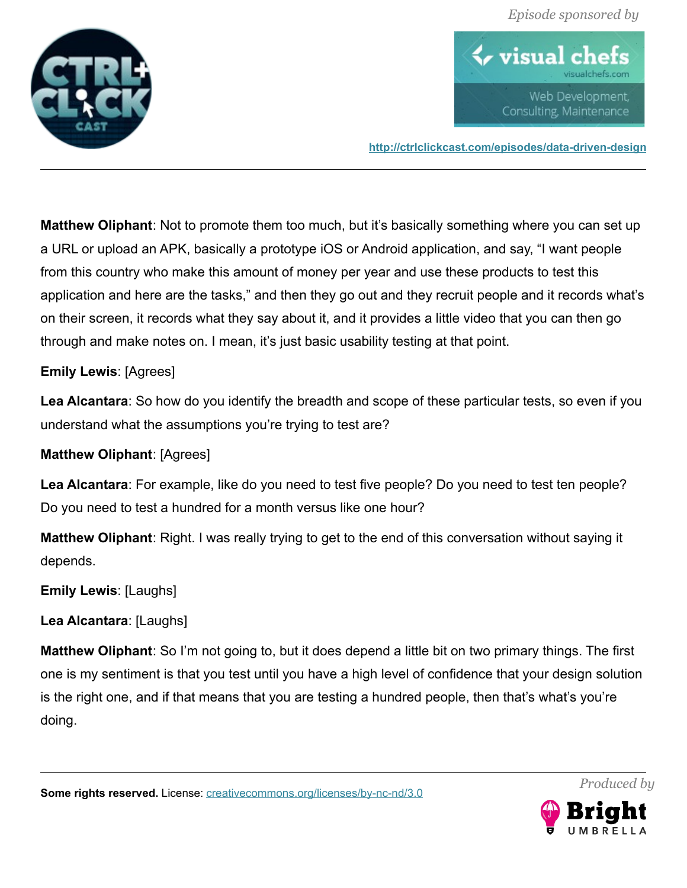**Matthew Oliphant**: Not to promote them too much, but it's basically something where you can set up a URL or upload an APK, basically a prototype iOS or Android application, and say, "I want people from this country who make this amount of money per year and use these products to test this application and here are the tasks," and then they go out and they recruit people and it records what's on their screen, it records what they say about it, and it provides a little video that you can then go through and make notes on. I mean, it's just basic usability testing at that point.

**Emily Lewis**: [Agrees]

**Lea Alcantara**: So how do you identify the breadth and scope of these particular tests, so even if you understand what the assumptions you're trying to test are?

**Matthew Oliphant**: [Agrees]

**Lea Alcantara**: For example, like do you need to test five people? Do you need to test ten people? Do you need to test a hundred for a month versus like one hour?

**Matthew Oliphant**: Right. I was really trying to get to the end of this conversation without saying it depends.

**Emily Lewis**: [Laughs]

**Lea Alcantara**: [Laughs]

**Matthew Oliphant**: So I'm not going to, but it does depend a little bit on two primary things. The first one is my sentiment is that you test until you have a high level of confidence that your design solution is the right one, and if that means that you are testing a hundred people, then that's what's you're doing.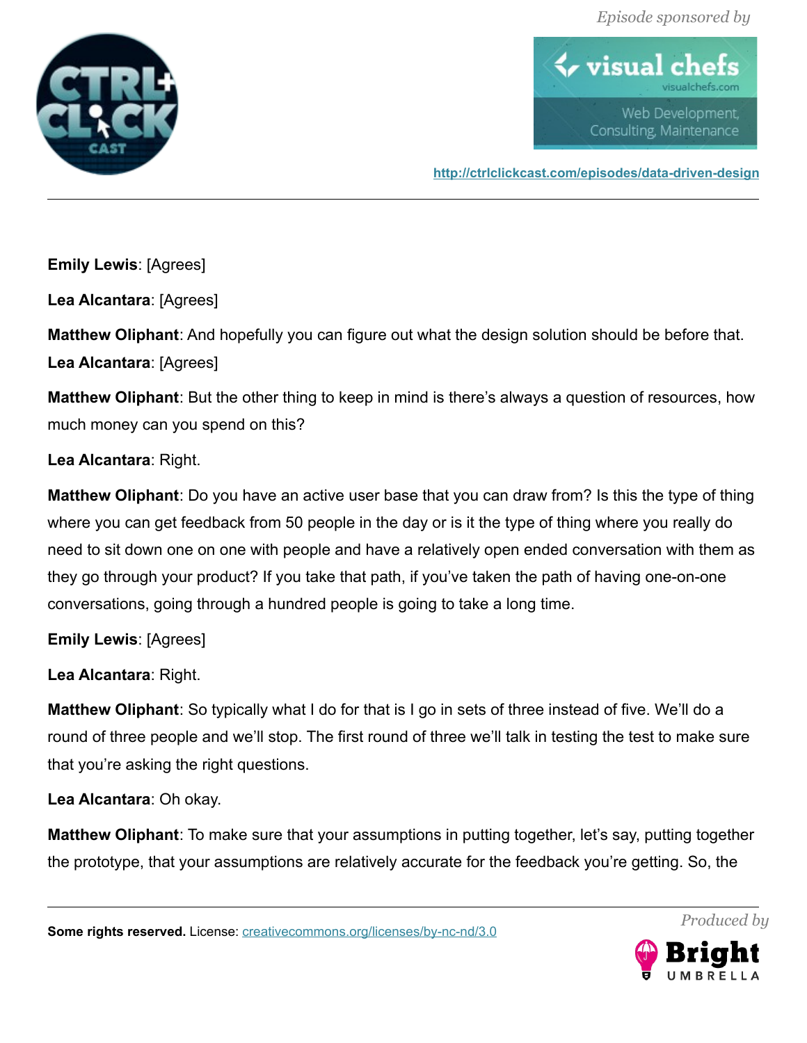**Emily Lewis**: [Agrees]

**Lea Alcantara**: [Agrees]

**Matthew Oliphant**: And hopefully you can figure out what the design solution should be before that.

**Lea Alcantara**: [Agrees]

**Matthew Oliphant**: But the other thing to keep in mind is there's always a question of resources, how much money can you spend on this?

**Lea Alcantara**: Right.

**Matthew Oliphant**: Do you have an active user base that you can draw from? Is this the type of thing where you can get feedback from 50 people in the day or is it the type of thing where you really do need to sit down one on one with people and have a relatively open ended conversation with them as they go through your product? If you take that path, if you've taken the path of having one-on-one conversations, going through a hundred people is going to take a long time.

**Emily Lewis**: [Agrees]

**Lea Alcantara**: Right.

**Matthew Oliphant**: So typically what I do for that is I go in sets of three instead of five. We'll do a round of three people and we'll stop. The first round of three we'll talk in testing the test to make sure that you're asking the right questions.

**Lea Alcantara**: Oh okay.

**Matthew Oliphant**: To make sure that your assumptions in putting together, let's say, putting together the prototype, that your assumptions are relatively accurate for the feedback you're getting. So, the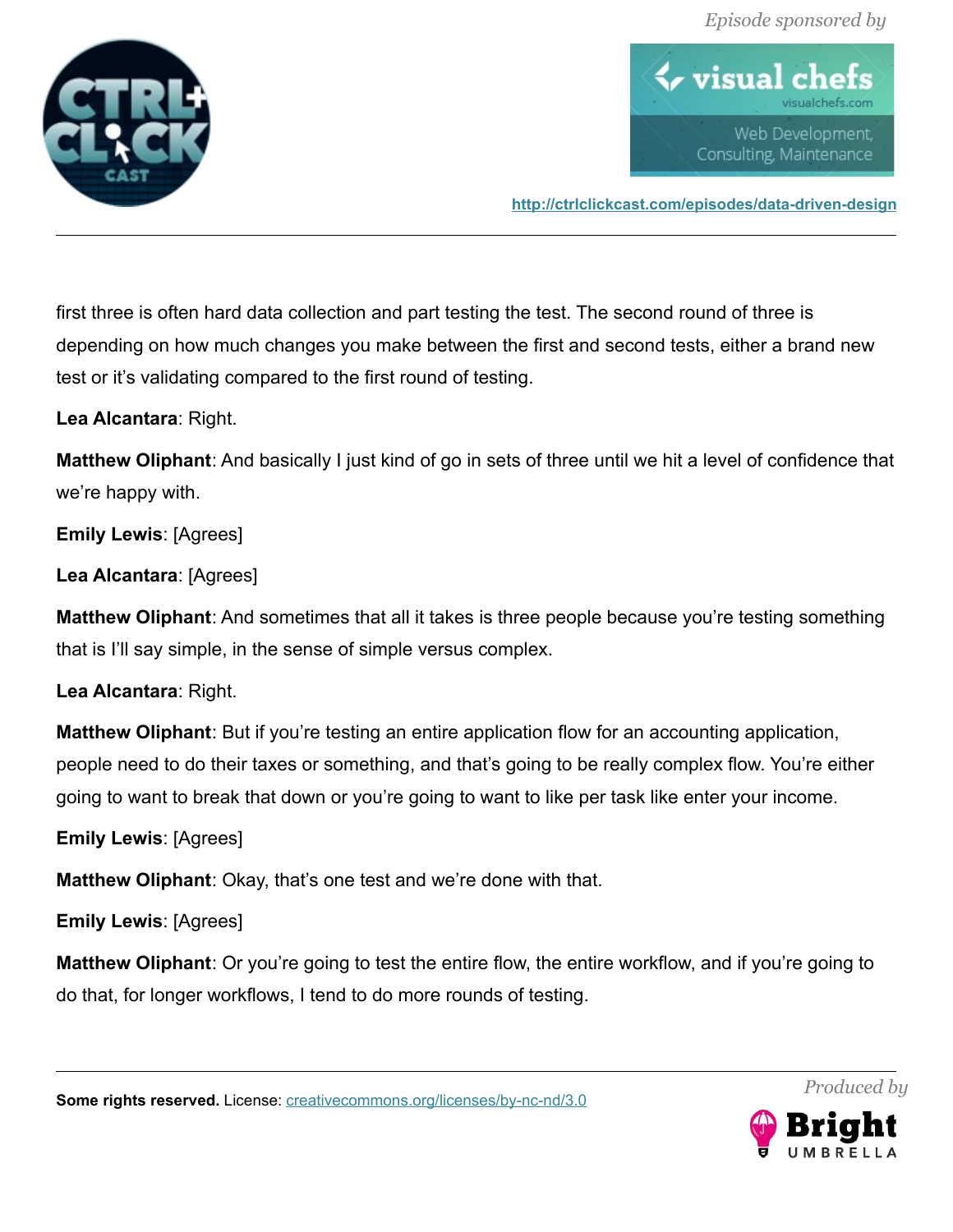first three is often hard data collection and part testing the test. The second round of three is depending on how much changes you make between the first and second tests, either a brand new test or it's validating compared to the first round of testing.

**Lea Alcantara**: Right.

**Matthew Oliphant**: And basically I just kind of go in sets of three until we hit a level of confidence that we're happy with.

**Emily Lewis**: [Agrees]

**Lea Alcantara**: [Agrees]

**Matthew Oliphant**: And sometimes that all it takes is three people because you're testing something that is I'll say simple, in the sense of simple versus complex.

**Lea Alcantara**: Right.

**Matthew Oliphant**: But if you're testing an entire application flow for an accounting application, people need to do their taxes or something, and that's going to be really complex flow. You're either going to want to break that down or you're going to want to like per task like enter your income.

**Emily Lewis**: [Agrees]

**Matthew Oliphant**: Okay, that's one test and we're done with that.

**Emily Lewis**: [Agrees]

**Matthew Oliphant**: Or you're going to test the entire flow, the entire workflow, and if you're going to do that, for longer workflows, I tend to do more rounds of testing.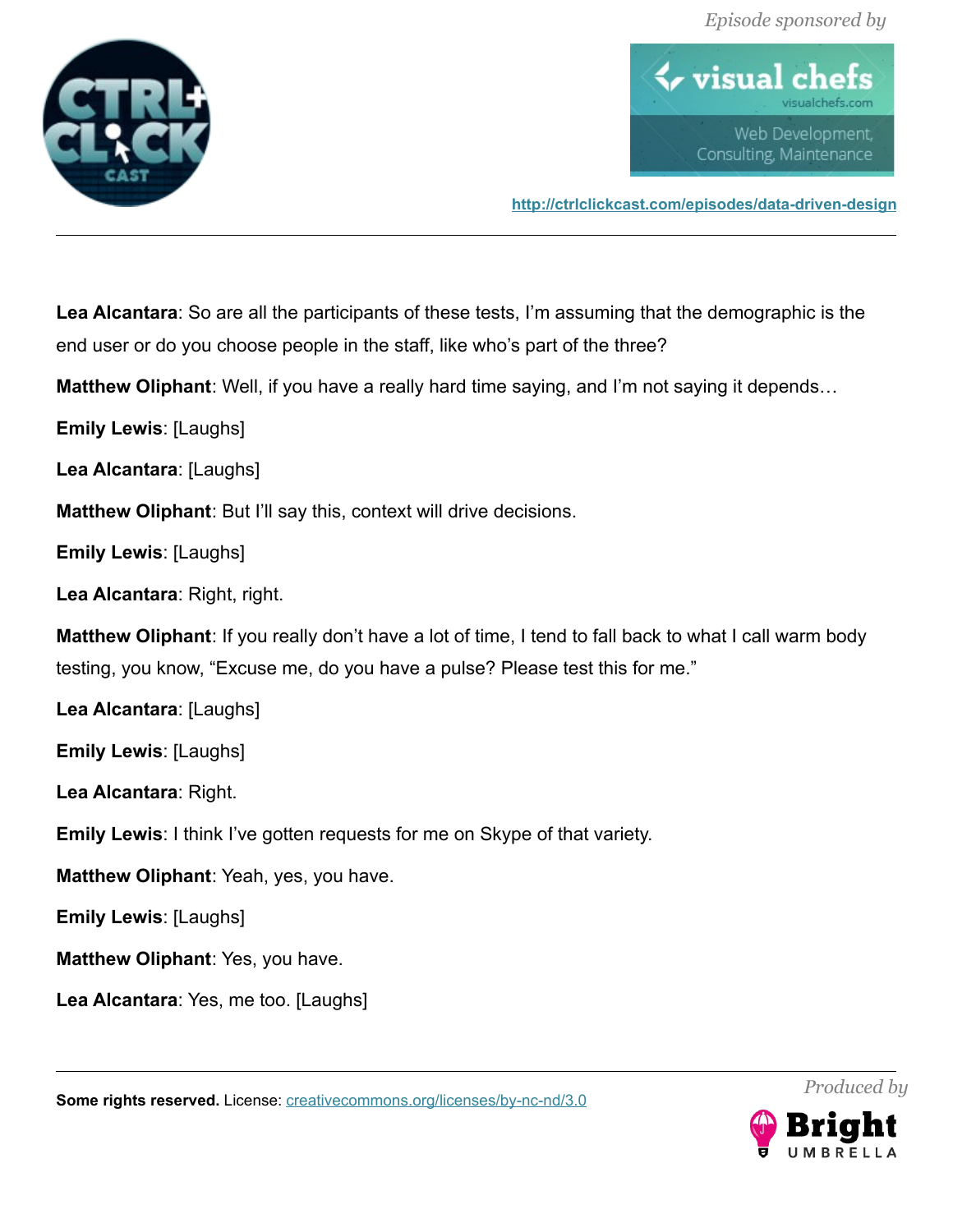**Lea Alcantara**: So are all the participants of these tests, I'm assuming that the demographic is the end user or do you choose people in the staff, like who's part of the three?

**Matthew Oliphant**: Well, if you have a really hard time saying, and I'm not saying it depends…

**Emily Lewis**: [Laughs]

**Lea Alcantara**: [Laughs]

**Matthew Oliphant**: But I'll say this, context will drive decisions.

**Emily Lewis**: [Laughs]

**Lea Alcantara**: Right, right.

**Matthew Oliphant**: If you really don't have a lot of time, I tend to fall back to what I call warm body testing, you know, "Excuse me, do you have a pulse? Please test this for me."

**Lea Alcantara**: [Laughs]

**Emily Lewis**: [Laughs]

**Lea Alcantara**: Right.

**Emily Lewis**: I think I've gotten requests for me on Skype of that variety.

**Matthew Oliphant**: Yeah, yes, you have.

**Emily Lewis**: [Laughs]

**Matthew Oliphant**: Yes, you have.

**Lea Alcantara**: Yes, me too. [Laughs]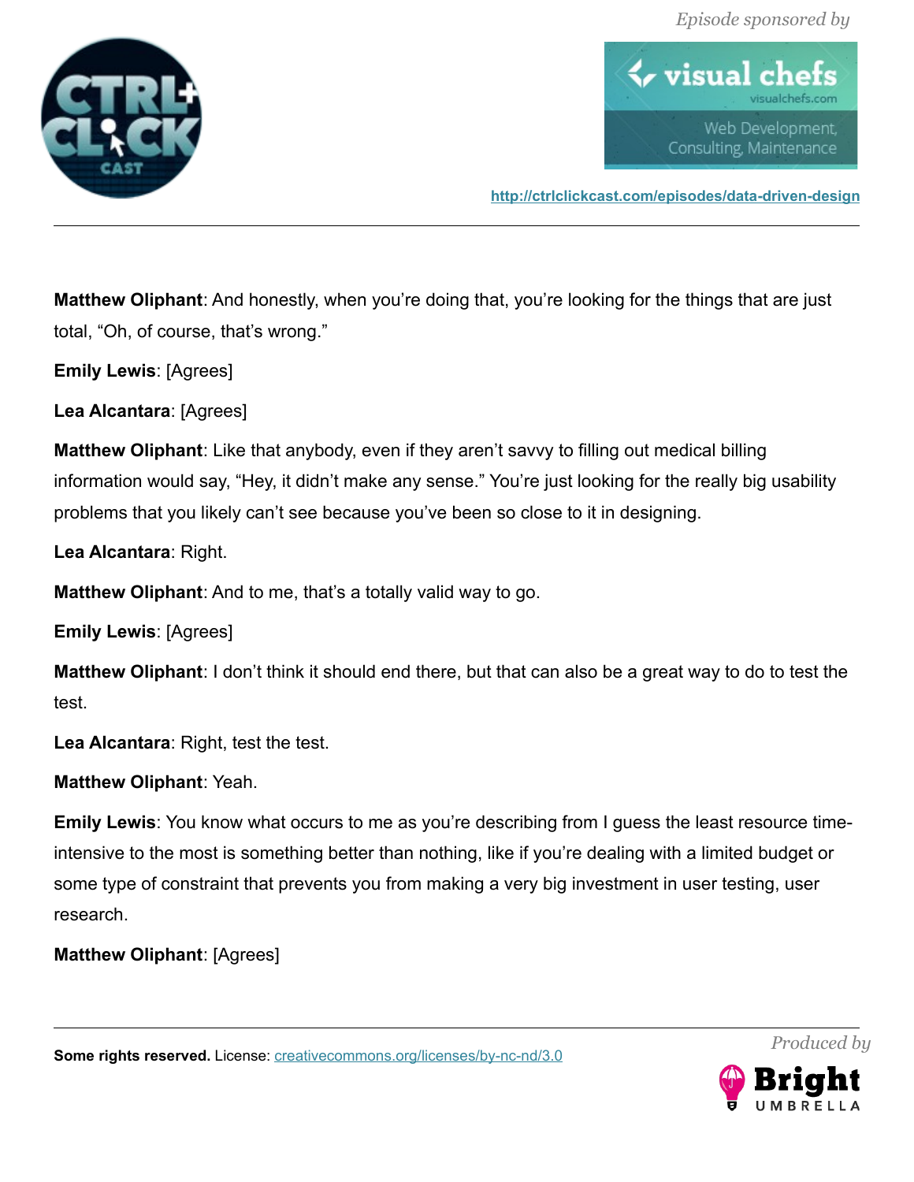**Matthew Oliphant**: And honestly, when you're doing that, you're looking for the things that are just total, "Oh, of course, that's wrong."

**Emily Lewis**: [Agrees]

**Lea Alcantara**: [Agrees]

**Matthew Oliphant**: Like that anybody, even if they aren't savvy to filling out medical billing information would say, "Hey, it didn't make any sense." You're just looking for the really big usability problems that you likely can't see because you've been so close to it in designing.

**Lea Alcantara**: Right.

**Matthew Oliphant**: And to me, that's a totally valid way to go.

**Emily Lewis**: [Agrees]

**Matthew Oliphant**: I don't think it should end there, but that can also be a great way to do to test the test.

**Lea Alcantara**: Right, test the test.

**Matthew Oliphant**: Yeah.

**Emily Lewis**: You know what occurs to me as you're describing from I guess the least resource time-intensive to the most is something better than nothing, like if you're dealing with a limited budget or some type of constraint that prevents you from making a very big investment in user testing, user research.

**Matthew Oliphant**: [Agrees]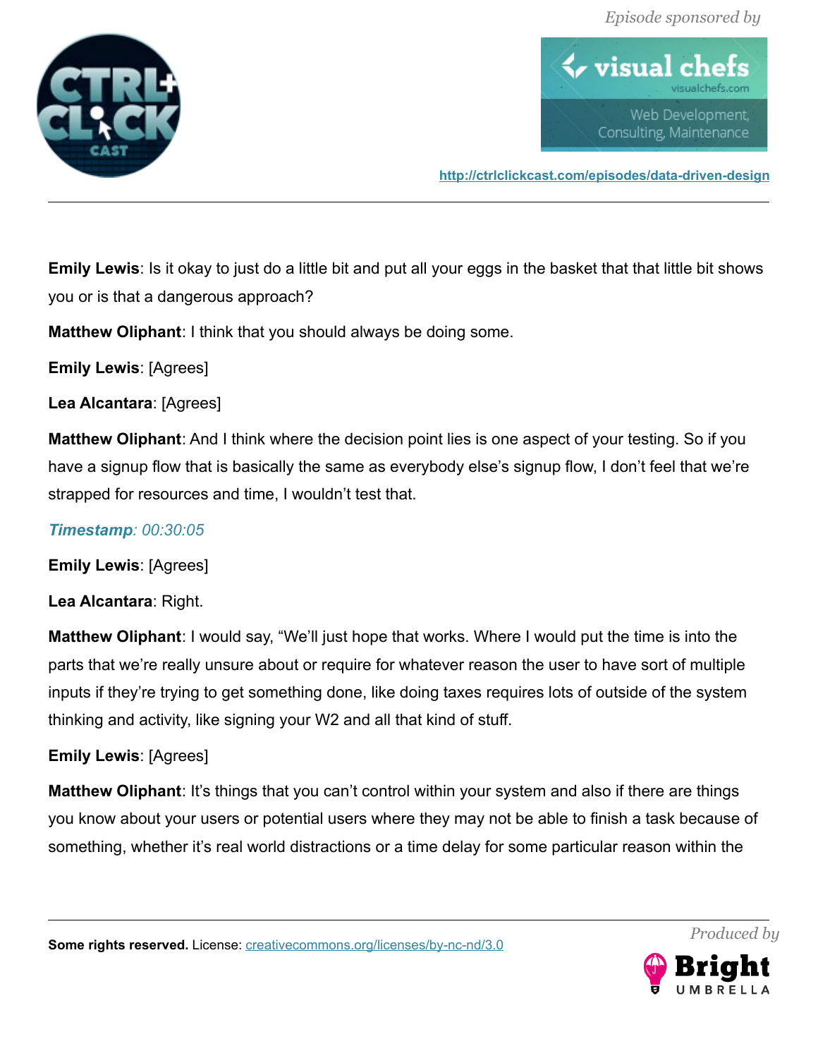**Emily Lewis**: Is it okay to just do a little bit and put all your eggs in the basket that that little bit shows you or is that a dangerous approach?

**Matthew Oliphant**: I think that you should always be doing some.

**Emily Lewis**: [Agrees]

**Lea Alcantara**: [Agrees]

**Matthew Oliphant**: And I think where the decision point lies is one aspect of your testing. So if you have a signup flow that is basically the same as everybody else's signup flow, I don't feel that we're strapped for resources and time, I wouldn't test that.

***Timestamp**: 00:30:05*

**Emily Lewis**: [Agrees]

**Lea Alcantara**: Right.

**Matthew Oliphant**: I would say, "We'll just hope that works. Where I would put the time is into the parts that we're really unsure about or require for whatever reason the user to have sort of multiple inputs if they're trying to get something done, like doing taxes requires lots of outside of the system thinking and activity, like signing your W2 and all that kind of stuff.

**Emily Lewis**: [Agrees]

**Matthew Oliphant**: It's things that you can't control within your system and also if there are things you know about your users or potential users where they may not be able to finish a task because of something, whether it's real world distractions or a time delay for some particular reason within the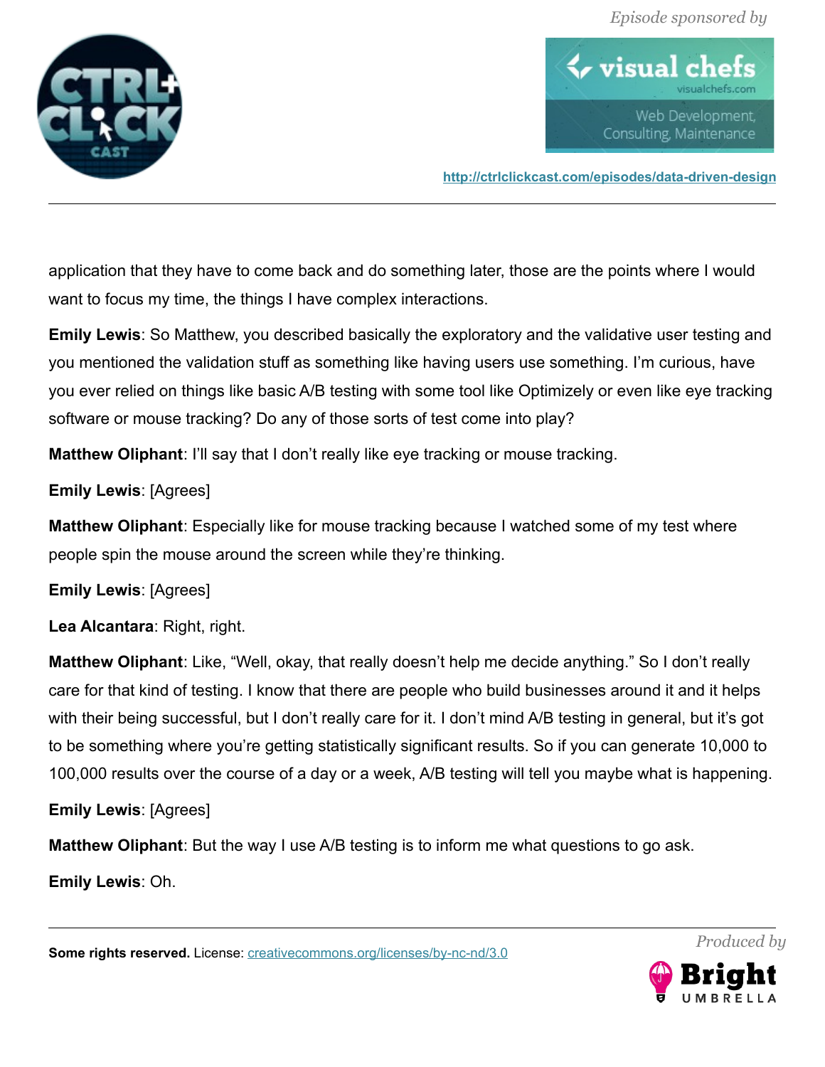application that they have to come back and do something later, those are the points where I would want to focus my time, the things I have complex interactions.

**Emily Lewis**: So Matthew, you described basically the exploratory and the validative user testing and you mentioned the validation stuff as something like having users use something. I'm curious, have you ever relied on things like basic A/B testing with some tool like Optimizely or even like eye tracking software or mouse tracking? Do any of those sorts of test come into play?

**Matthew Oliphant**: I'll say that I don't really like eye tracking or mouse tracking.

**Emily Lewis**: [Agrees]

**Matthew Oliphant**: Especially like for mouse tracking because I watched some of my test where people spin the mouse around the screen while they're thinking.

**Emily Lewis**: [Agrees]

**Lea Alcantara**: Right, right.

**Matthew Oliphant**: Like, "Well, okay, that really doesn't help me decide anything." So I don't really care for that kind of testing. I know that there are people who build businesses around it and it helps with their being successful, but I don't really care for it. I don't mind A/B testing in general, but it's got to be something where you're getting statistically significant results. So if you can generate 10,000 to 100,000 results over the course of a day or a week, A/B testing will tell you maybe what is happening.

**Emily Lewis**: [Agrees]

**Matthew Oliphant**: But the way I use A/B testing is to inform me what questions to go ask.

**Emily Lewis**: Oh.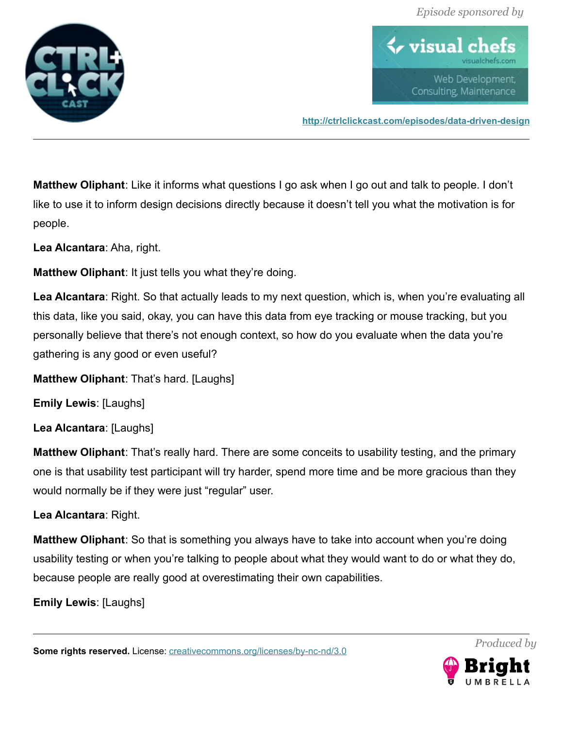**Matthew Oliphant**: Like it informs what questions I go ask when I go out and talk to people. I don't like to use it to inform design decisions directly because it doesn't tell you what the motivation is for people.

**Lea Alcantara**: Aha, right.

**Matthew Oliphant**: It just tells you what they're doing.

**Lea Alcantara**: Right. So that actually leads to my next question, which is, when you're evaluating all this data, like you said, okay, you can have this data from eye tracking or mouse tracking, but you personally believe that there's not enough context, so how do you evaluate when the data you're gathering is any good or even useful?

**Matthew Oliphant**: That's hard. [Laughs]

**Emily Lewis**: [Laughs]

**Lea Alcantara**: [Laughs]

**Matthew Oliphant**: That's really hard. There are some conceits to usability testing, and the primary one is that usability test participant will try harder, spend more time and be more gracious than they would normally be if they were just "regular" user.

**Lea Alcantara**: Right.

**Matthew Oliphant**: So that is something you always have to take into account when you're doing usability testing or when you're talking to people about what they would want to do or what they do, because people are really good at overestimating their own capabilities.

**Emily Lewis**: [Laughs]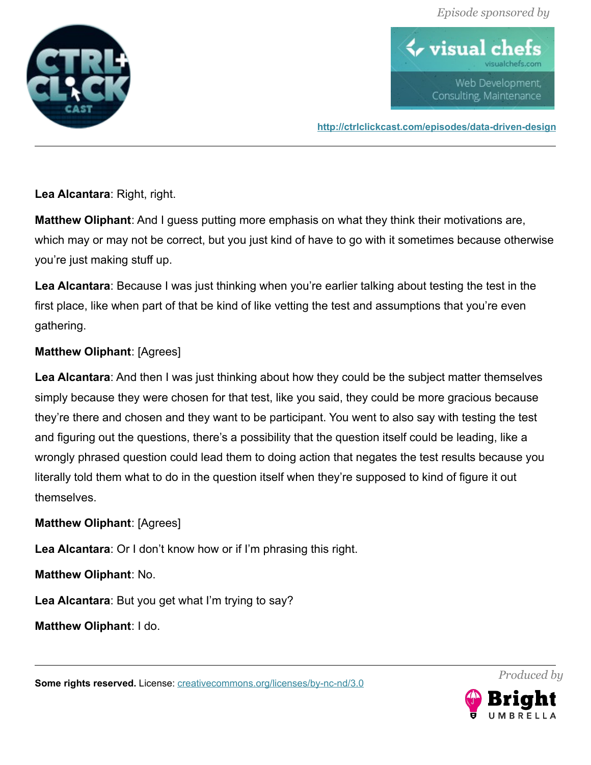**Lea Alcantara**: Right, right.

**Matthew Oliphant**: And I guess putting more emphasis on what they think their motivations are, which may or may not be correct, but you just kind of have to go with it sometimes because otherwise you're just making stuff up.

**Lea Alcantara**: Because I was just thinking when you're earlier talking about testing the test in the first place, like when part of that be kind of like vetting the test and assumptions that you're even gathering.

**Matthew Oliphant**: [Agrees]

**Lea Alcantara**: And then I was just thinking about how they could be the subject matter themselves simply because they were chosen for that test, like you said, they could be more gracious because they're there and chosen and they want to be participant. You went to also say with testing the test and figuring out the questions, there's a possibility that the question itself could be leading, like a wrongly phrased question could lead them to doing action that negates the test results because you literally told them what to do in the question itself when they're supposed to kind of figure it out themselves.

**Matthew Oliphant**: [Agrees]

**Lea Alcantara**: Or I don't know how or if I'm phrasing this right.

**Matthew Oliphant**: No.

**Lea Alcantara**: But you get what I'm trying to say?

**Matthew Oliphant**: I do.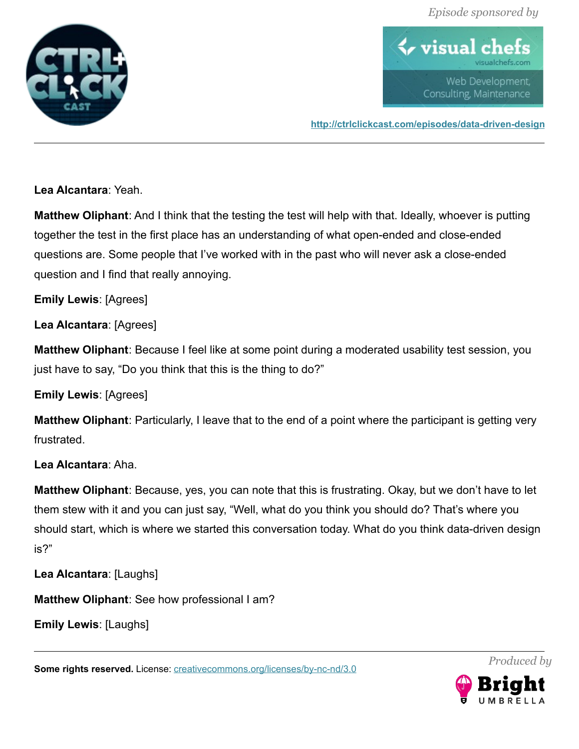**Lea Alcantara**: Yeah.

**Matthew Oliphant**: And I think that the testing the test will help with that. Ideally, whoever is putting together the test in the first place has an understanding of what open-ended and close-ended questions are. Some people that I've worked with in the past who will never ask a close-ended question and I find that really annoying.

**Emily Lewis**: [Agrees]

**Lea Alcantara**: [Agrees]

**Matthew Oliphant**: Because I feel like at some point during a moderated usability test session, you just have to say, "Do you think that this is the thing to do?"

**Emily Lewis**: [Agrees]

**Matthew Oliphant**: Particularly, I leave that to the end of a point where the participant is getting very frustrated.

**Lea Alcantara**: Aha.

**Matthew Oliphant**: Because, yes, you can note that this is frustrating. Okay, but we don't have to let them stew with it and you can just say, "Well, what do you think you should do? That's where you should start, which is where we started this conversation today. What do you think data-driven design is?"

**Lea Alcantara**: [Laughs]

**Matthew Oliphant**: See how professional I am?

**Emily Lewis**: [Laughs]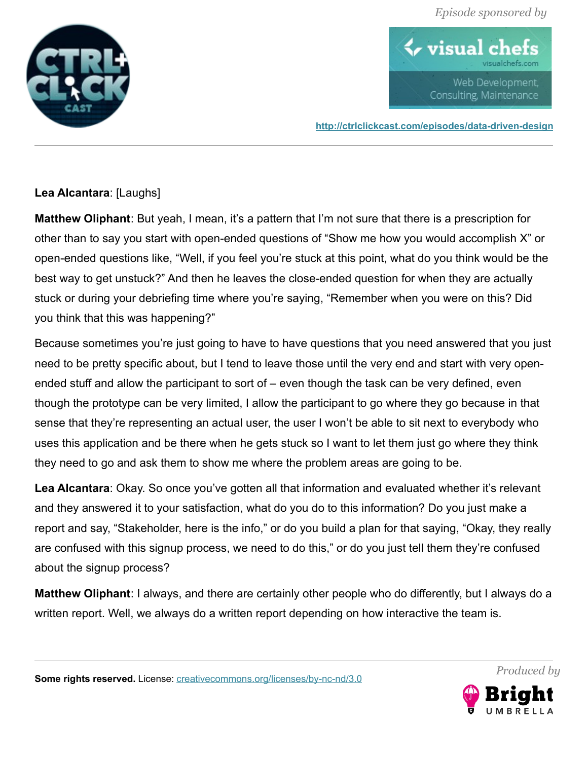**Lea Alcantara**: [Laughs]

**Matthew Oliphant**: But yeah, I mean, it's a pattern that I'm not sure that there is a prescription for other than to say you start with open-ended questions of "Show me how you would accomplish X" or open-ended questions like, "Well, if you feel you're stuck at this point, what do you think would be the best way to get unstuck?" And then he leaves the close-ended question for when they are actually stuck or during your debriefing time where you're saying, "Remember when you were on this? Did you think that this was happening?"

Because sometimes you're just going to have to have questions that you need answered that you just need to be pretty specific about, but I tend to leave those until the very end and start with very open-ended stuff and allow the participant to sort of – even though the task can be very defined, even though the prototype can be very limited, I allow the participant to go where they go because in that sense that they're representing an actual user, the user I won't be able to sit next to everybody who uses this application and be there when he gets stuck so I want to let them just go where they think they need to go and ask them to show me where the problem areas are going to be.

**Lea Alcantara**: Okay. So once you've gotten all that information and evaluated whether it's relevant and they answered it to your satisfaction, what do you do to this information? Do you just make a report and say, "Stakeholder, here is the info," or do you build a plan for that saying, "Okay, they really are confused with this signup process, we need to do this," or do you just tell them they're confused about the signup process?

**Matthew Oliphant**: I always, and there are certainly other people who do differently, but I always do a written report. Well, we always do a written report depending on how interactive the team is.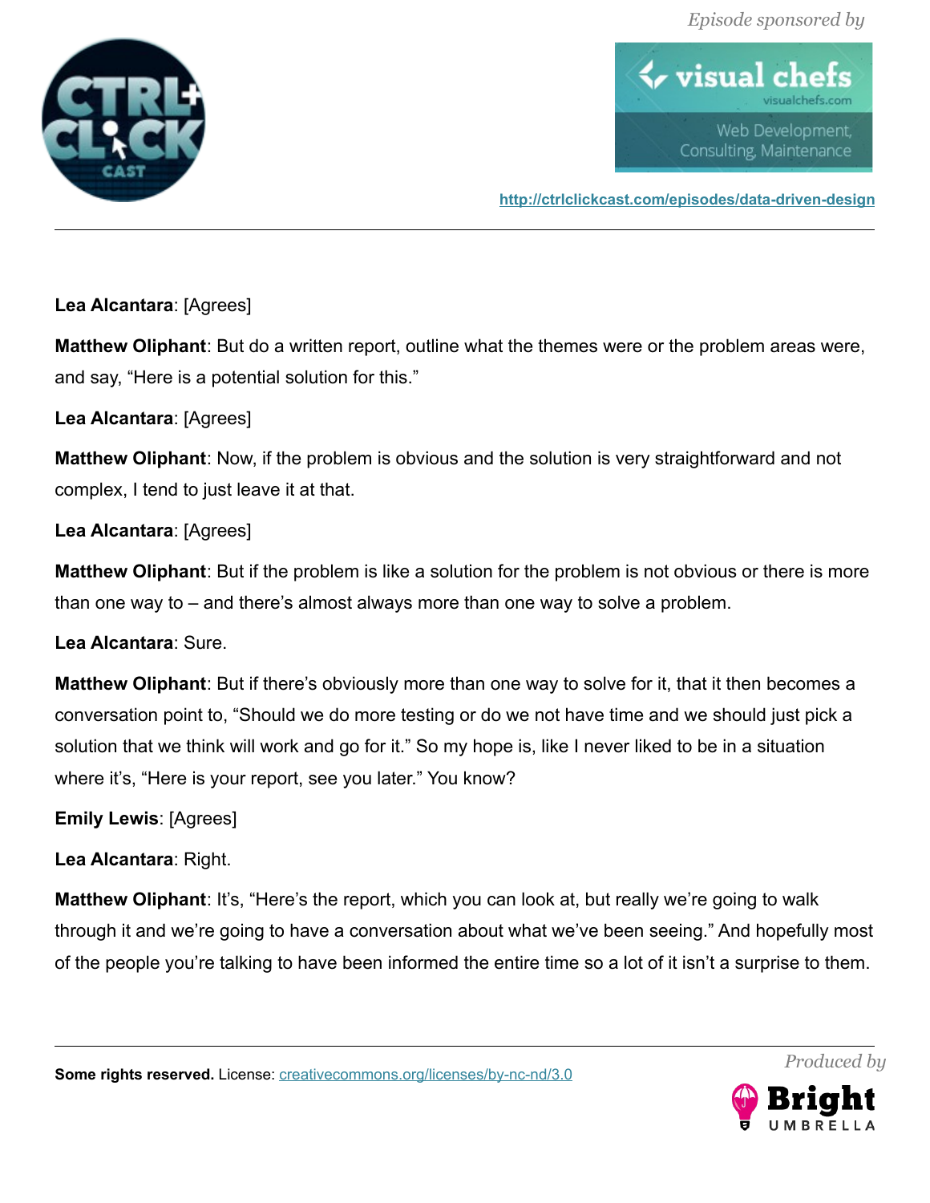**Lea Alcantara**: [Agrees]

**Matthew Oliphant**: But do a written report, outline what the themes were or the problem areas were, and say, “Here is a potential solution for this.”

**Lea Alcantara**: [Agrees]

**Matthew Oliphant**: Now, if the problem is obvious and the solution is very straightforward and not complex, I tend to just leave it at that.

**Lea Alcantara**: [Agrees]

**Matthew Oliphant**: But if the problem is like a solution for the problem is not obvious or there is more than one way to – and there’s almost always more than one way to solve a problem.

**Lea Alcantara**: Sure.

**Matthew Oliphant**: But if there’s obviously more than one way to solve for it, that it then becomes a conversation point to, “Should we do more testing or do we not have time and we should just pick a solution that we think will work and go for it.” So my hope is, like I never liked to be in a situation where it’s, “Here is your report, see you later.” You know?

**Emily Lewis**: [Agrees]

**Lea Alcantara**: Right.

**Matthew Oliphant**: It’s, “Here’s the report, which you can look at, but really we’re going to walk through it and we’re going to have a conversation about what we’ve been seeing.” And hopefully most of the people you’re talking to have been informed the entire time so a lot of it isn’t a surprise to them.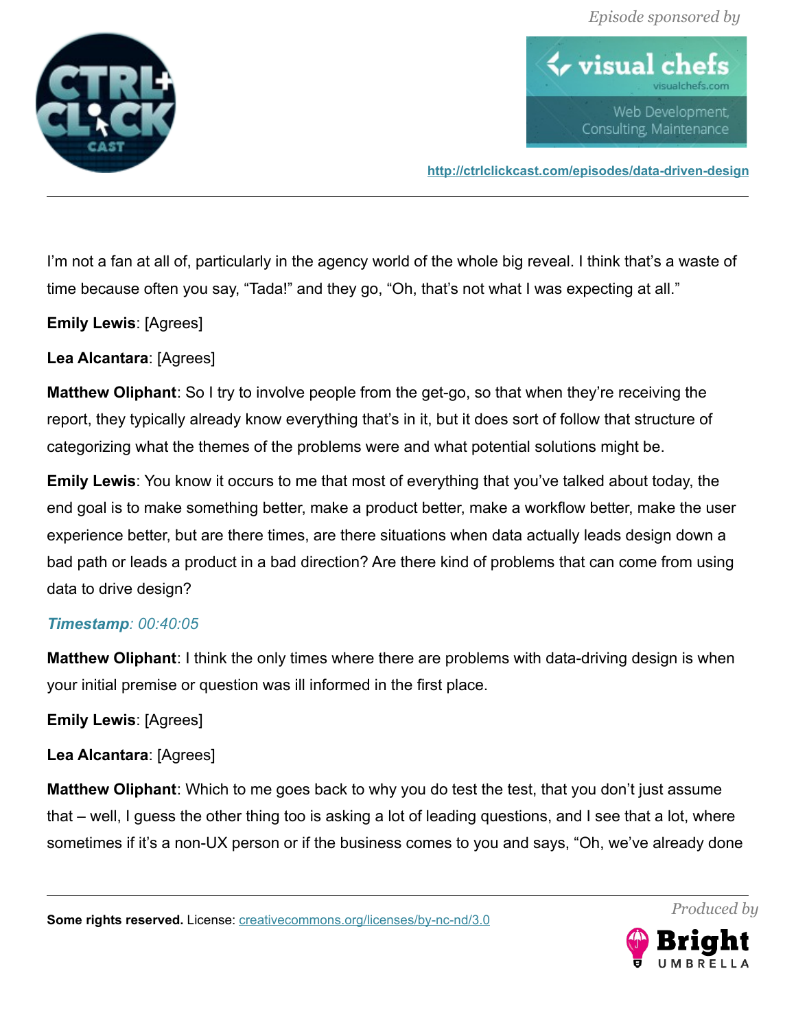I'm not a fan at all of, particularly in the agency world of the whole big reveal. I think that's a waste of time because often you say, "Tada!" and they go, "Oh, that's not what I was expecting at all."

**Emily Lewis**: [Agrees]

**Lea Alcantara**: [Agrees]

**Matthew Oliphant**: So I try to involve people from the get-go, so that when they're receiving the report, they typically already know everything that's in it, but it does sort of follow that structure of categorizing what the themes of the problems were and what potential solutions might be.

**Emily Lewis**: You know it occurs to me that most of everything that you've talked about today, the end goal is to make something better, make a product better, make a workflow better, make the user experience better, but are there times, are there situations when data actually leads design down a bad path or leads a product in a bad direction? Are there kind of problems that can come from using data to drive design?

***Timestamp**: 00:40:05*

**Matthew Oliphant**: I think the only times where there are problems with data-driving design is when your initial premise or question was ill informed in the first place.

**Emily Lewis**: [Agrees]

**Lea Alcantara**: [Agrees]

**Matthew Oliphant**: Which to me goes back to why you do test the test, that you don't just assume that – well, I guess the other thing too is asking a lot of leading questions, and I see that a lot, where sometimes if it's a non-UX person or if the business comes to you and says, "Oh, we've already done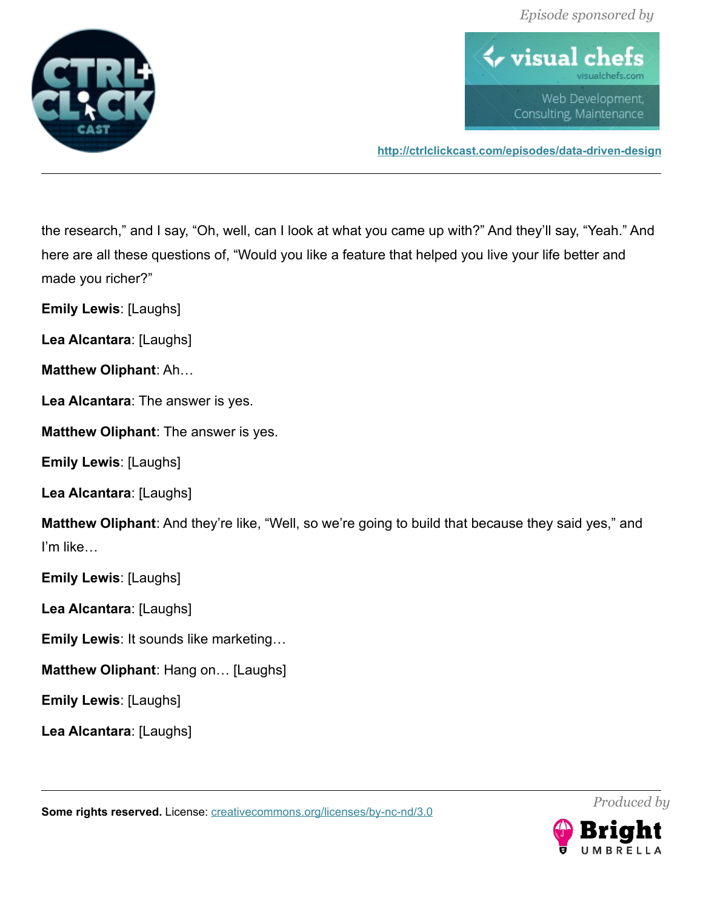the research," and I say, "Oh, well, can I look at what you came up with?" And they'll say, "Yeah." And here are all these questions of, "Would you like a feature that helped you live your life better and made you richer?"

**Emily Lewis**: [Laughs]

**Lea Alcantara**: [Laughs]

**Matthew Oliphant**: Ah…

**Lea Alcantara**: The answer is yes.

**Matthew Oliphant**: The answer is yes.

**Emily Lewis**: [Laughs]

**Lea Alcantara**: [Laughs]

**Matthew Oliphant**: And they're like, "Well, so we're going to build that because they said yes," and I'm like…

**Emily Lewis**: [Laughs]

**Lea Alcantara**: [Laughs]

**Emily Lewis**: It sounds like marketing…

**Matthew Oliphant**: Hang on… [Laughs]

**Emily Lewis**: [Laughs]

**Lea Alcantara**: [Laughs]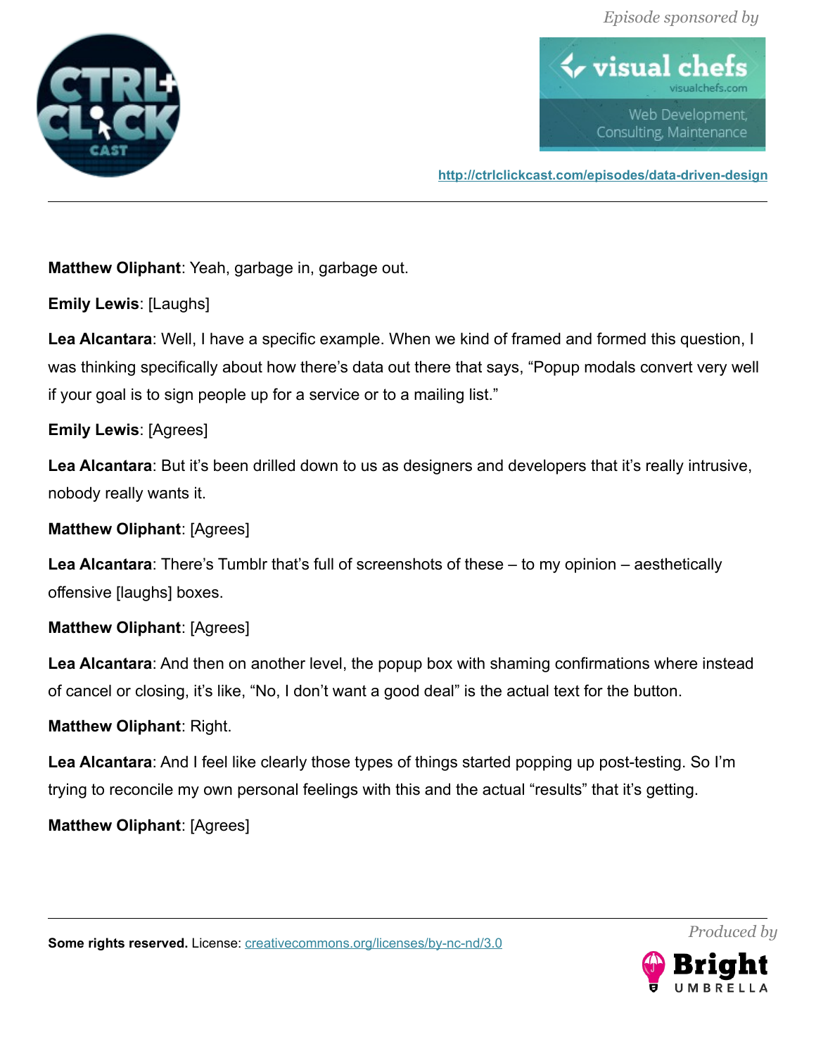**Matthew Oliphant**: Yeah, garbage in, garbage out.

**Emily Lewis**: [Laughs]

**Lea Alcantara**: Well, I have a specific example. When we kind of framed and formed this question, I was thinking specifically about how there's data out there that says, "Popup modals convert very well if your goal is to sign people up for a service or to a mailing list."

**Emily Lewis**: [Agrees]

**Lea Alcantara**: But it's been drilled down to us as designers and developers that it's really intrusive, nobody really wants it.

**Matthew Oliphant**: [Agrees]

**Lea Alcantara**: There's Tumblr that's full of screenshots of these – to my opinion – aesthetically offensive [laughs] boxes.

**Matthew Oliphant**: [Agrees]

**Lea Alcantara**: And then on another level, the popup box with shaming confirmations where instead of cancel or closing, it's like, "No, I don't want a good deal" is the actual text for the button.

**Matthew Oliphant**: Right.

**Lea Alcantara**: And I feel like clearly those types of things started popping up post-testing. So I'm trying to reconcile my own personal feelings with this and the actual "results" that it's getting.

**Matthew Oliphant**: [Agrees]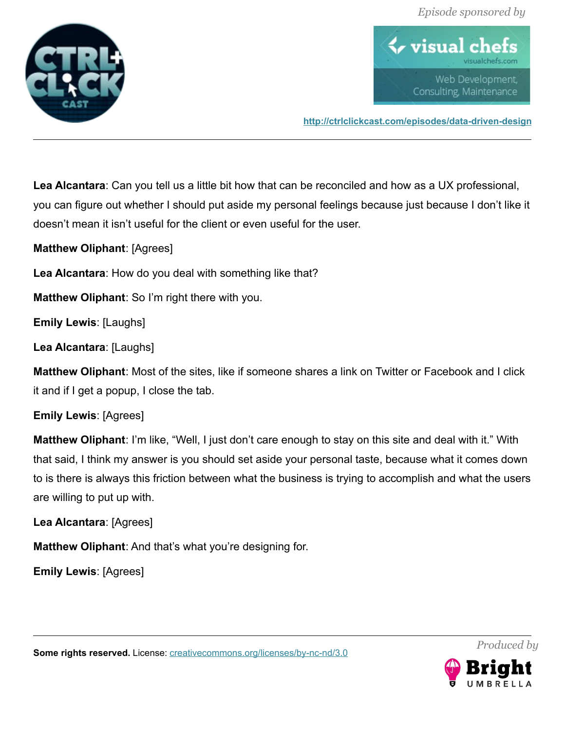**Lea Alcantara**: Can you tell us a little bit how that can be reconciled and how as a UX professional, you can figure out whether I should put aside my personal feelings because just because I don't like it doesn't mean it isn't useful for the client or even useful for the user.

**Matthew Oliphant**: [Agrees]

**Lea Alcantara**: How do you deal with something like that?

**Matthew Oliphant**: So I'm right there with you.

**Emily Lewis**: [Laughs]

**Lea Alcantara**: [Laughs]

**Matthew Oliphant**: Most of the sites, like if someone shares a link on Twitter or Facebook and I click it and if I get a popup, I close the tab.

**Emily Lewis**: [Agrees]

**Matthew Oliphant**: I'm like, "Well, I just don't care enough to stay on this site and deal with it." With that said, I think my answer is you should set aside your personal taste, because what it comes down to is there is always this friction between what the business is trying to accomplish and what the users are willing to put up with.

**Lea Alcantara**: [Agrees]

**Matthew Oliphant**: And that's what you're designing for.

**Emily Lewis**: [Agrees]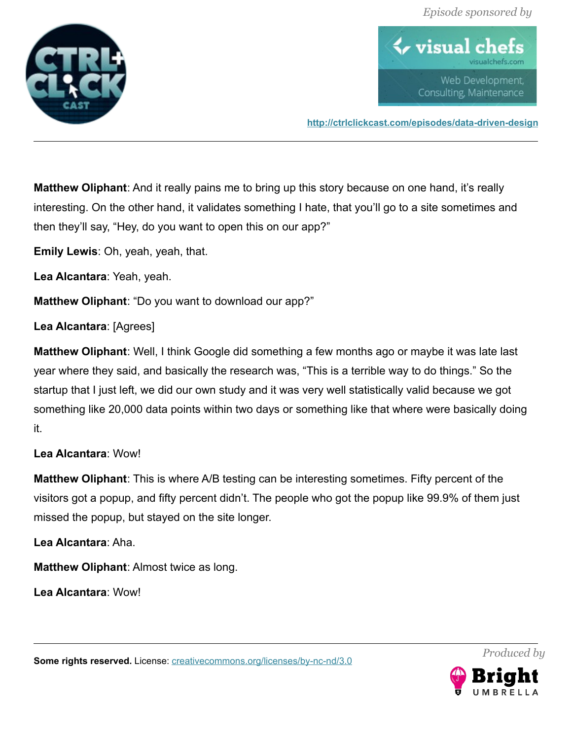**Matthew Oliphant**: And it really pains me to bring up this story because on one hand, it's really interesting. On the other hand, it validates something I hate, that you'll go to a site sometimes and then they'll say, "Hey, do you want to open this on our app?"

**Emily Lewis**: Oh, yeah, yeah, that.

**Lea Alcantara**: Yeah, yeah.

**Matthew Oliphant**: "Do you want to download our app?"

**Lea Alcantara**: [Agrees]

**Matthew Oliphant**: Well, I think Google did something a few months ago or maybe it was late last year where they said, and basically the research was, "This is a terrible way to do things." So the startup that I just left, we did our own study and it was very well statistically valid because we got something like 20,000 data points within two days or something like that where were basically doing it.

**Lea Alcantara**: Wow!

**Matthew Oliphant**: This is where A/B testing can be interesting sometimes. Fifty percent of the visitors got a popup, and fifty percent didn't. The people who got the popup like 99.9% of them just missed the popup, but stayed on the site longer.

**Lea Alcantara**: Aha.

**Matthew Oliphant**: Almost twice as long.

**Lea Alcantara**: Wow!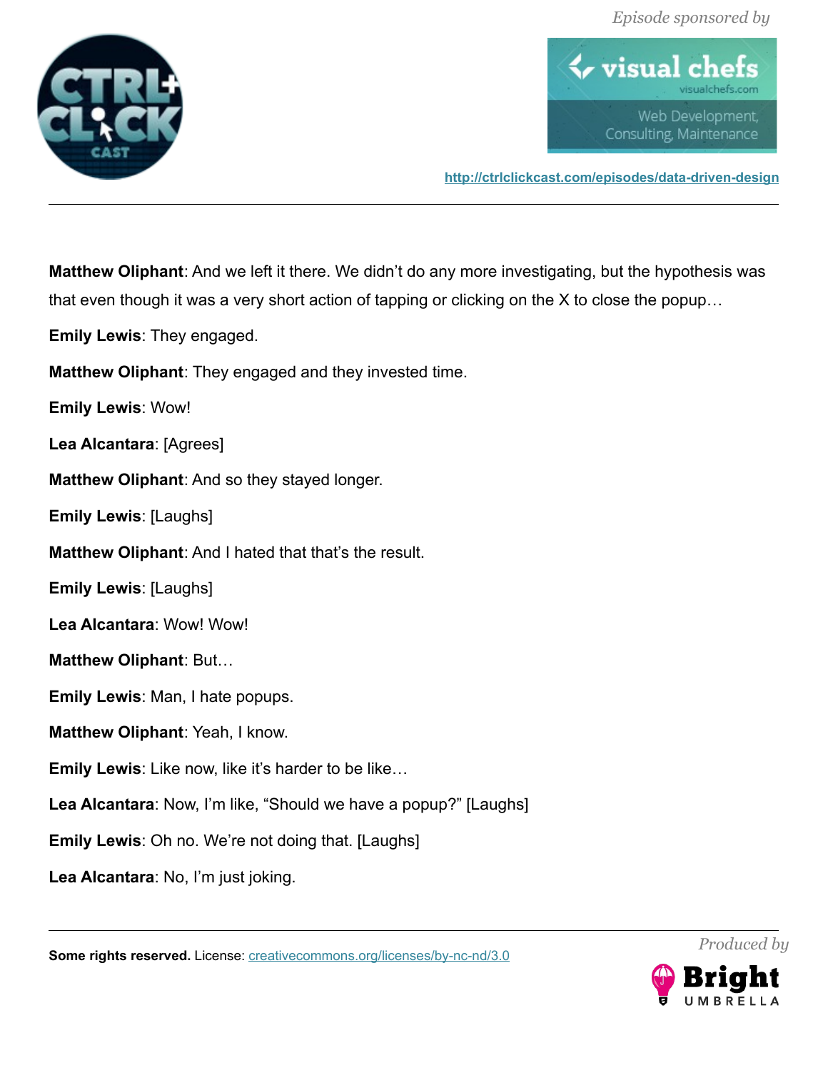**Matthew Oliphant**: And we left it there. We didn't do any more investigating, but the hypothesis was that even though it was a very short action of tapping or clicking on the X to close the popup…

**Emily Lewis**: They engaged.

**Matthew Oliphant**: They engaged and they invested time.

**Emily Lewis**: Wow!

**Lea Alcantara**: [Agrees]

**Matthew Oliphant**: And so they stayed longer.

**Emily Lewis**: [Laughs]

**Matthew Oliphant**: And I hated that that's the result.

**Emily Lewis**: [Laughs]

**Lea Alcantara**: Wow! Wow!

**Matthew Oliphant**: But…

**Emily Lewis**: Man, I hate popups.

**Matthew Oliphant**: Yeah, I know.

**Emily Lewis**: Like now, like it's harder to be like…

**Lea Alcantara**: Now, I'm like, "Should we have a popup?" [Laughs]

**Emily Lewis**: Oh no. We're not doing that. [Laughs]

**Lea Alcantara**: No, I'm just joking.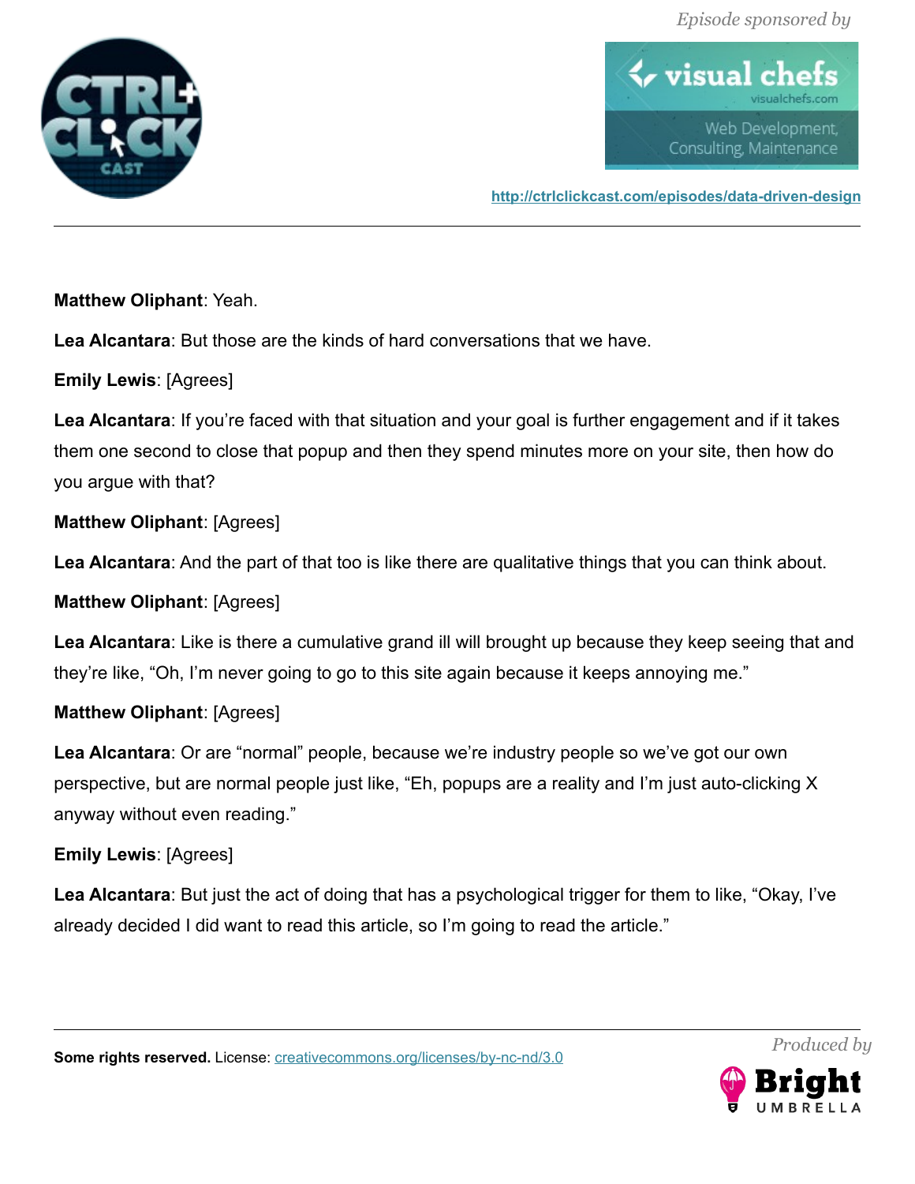**Matthew Oliphant**: Yeah.

**Lea Alcantara**: But those are the kinds of hard conversations that we have.

**Emily Lewis**: [Agrees]

**Lea Alcantara**: If you're faced with that situation and your goal is further engagement and if it takes them one second to close that popup and then they spend minutes more on your site, then how do you argue with that?

**Matthew Oliphant**: [Agrees]

**Lea Alcantara**: And the part of that too is like there are qualitative things that you can think about.

**Matthew Oliphant**: [Agrees]

**Lea Alcantara**: Like is there a cumulative grand ill will brought up because they keep seeing that and they're like, "Oh, I'm never going to go to this site again because it keeps annoying me."

**Matthew Oliphant**: [Agrees]

**Lea Alcantara**: Or are "normal" people, because we're industry people so we've got our own perspective, but are normal people just like, "Eh, popups are a reality and I'm just auto-clicking X anyway without even reading."

**Emily Lewis**: [Agrees]

**Lea Alcantara**: But just the act of doing that has a psychological trigger for them to like, "Okay, I've already decided I did want to read this article, so I'm going to read the article."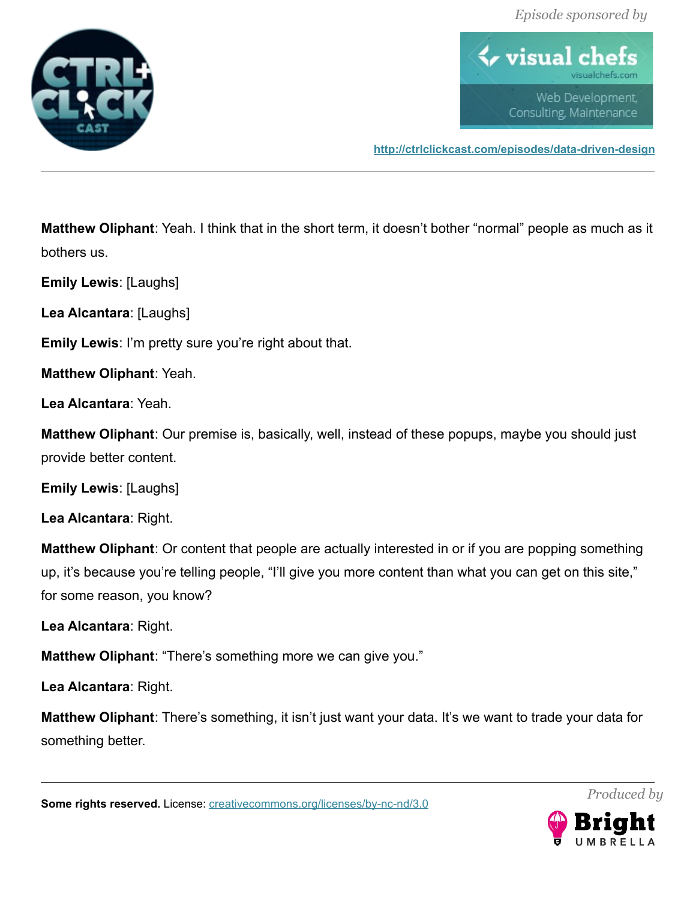**Matthew Oliphant**: Yeah. I think that in the short term, it doesn't bother "normal" people as much as it bothers us.

**Emily Lewis**: [Laughs]

**Lea Alcantara**: [Laughs]

**Emily Lewis**: I'm pretty sure you're right about that.

**Matthew Oliphant**: Yeah.

**Lea Alcantara**: Yeah.

**Matthew Oliphant**: Our premise is, basically, well, instead of these popups, maybe you should just provide better content.

**Emily Lewis**: [Laughs]

**Lea Alcantara**: Right.

**Matthew Oliphant**: Or content that people are actually interested in or if you are popping something up, it's because you're telling people, "I'll give you more content than what you can get on this site," for some reason, you know?

**Lea Alcantara**: Right.

**Matthew Oliphant**: "There's something more we can give you."

**Lea Alcantara**: Right.

**Matthew Oliphant**: There's something, it isn't just want your data. It's we want to trade your data for something better.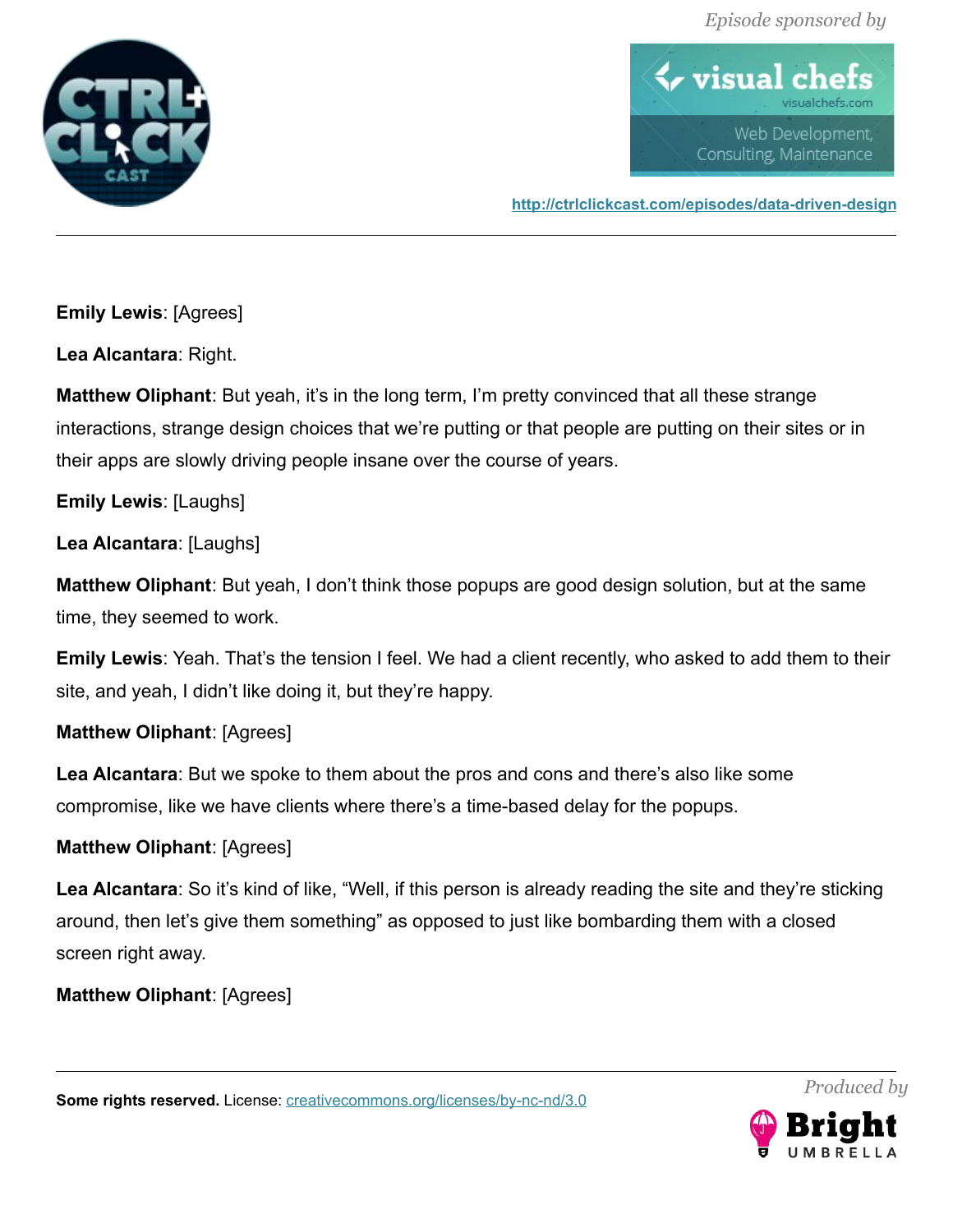**Emily Lewis**: [Agrees]

**Lea Alcantara**: Right.

**Matthew Oliphant**: But yeah, it's in the long term, I'm pretty convinced that all these strange interactions, strange design choices that we're putting or that people are putting on their sites or in their apps are slowly driving people insane over the course of years.

**Emily Lewis**: [Laughs]

**Lea Alcantara**: [Laughs]

**Matthew Oliphant**: But yeah, I don't think those popups are good design solution, but at the same time, they seemed to work.

**Emily Lewis**: Yeah. That's the tension I feel. We had a client recently, who asked to add them to their site, and yeah, I didn't like doing it, but they're happy.

**Matthew Oliphant**: [Agrees]

**Lea Alcantara**: But we spoke to them about the pros and cons and there's also like some compromise, like we have clients where there's a time-based delay for the popups.

**Matthew Oliphant**: [Agrees]

**Lea Alcantara**: So it's kind of like, "Well, if this person is already reading the site and they're sticking around, then let's give them something" as opposed to just like bombarding them with a closed screen right away.

**Matthew Oliphant**: [Agrees]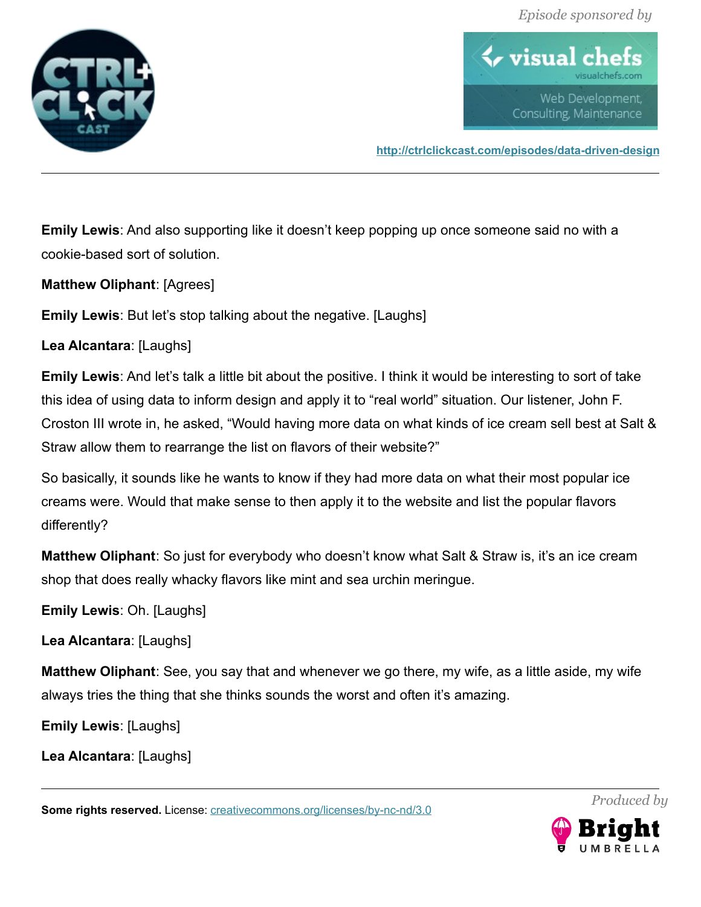**Emily Lewis**: And also supporting like it doesn't keep popping up once someone said no with a cookie-based sort of solution.

**Matthew Oliphant**: [Agrees]

**Emily Lewis**: But let's stop talking about the negative. [Laughs]

**Lea Alcantara**: [Laughs]

**Emily Lewis**: And let's talk a little bit about the positive. I think it would be interesting to sort of take this idea of using data to inform design and apply it to "real world" situation. Our listener, John F. Croston III wrote in, he asked, "Would having more data on what kinds of ice cream sell best at Salt & Straw allow them to rearrange the list on flavors of their website?"

So basically, it sounds like he wants to know if they had more data on what their most popular ice creams were. Would that make sense to then apply it to the website and list the popular flavors differently?

**Matthew Oliphant**: So just for everybody who doesn't know what Salt & Straw is, it's an ice cream shop that does really whacky flavors like mint and sea urchin meringue.

**Emily Lewis**: Oh. [Laughs]

**Lea Alcantara**: [Laughs]

**Matthew Oliphant**: See, you say that and whenever we go there, my wife, as a little aside, my wife always tries the thing that she thinks sounds the worst and often it's amazing.

**Emily Lewis**: [Laughs]

**Lea Alcantara**: [Laughs]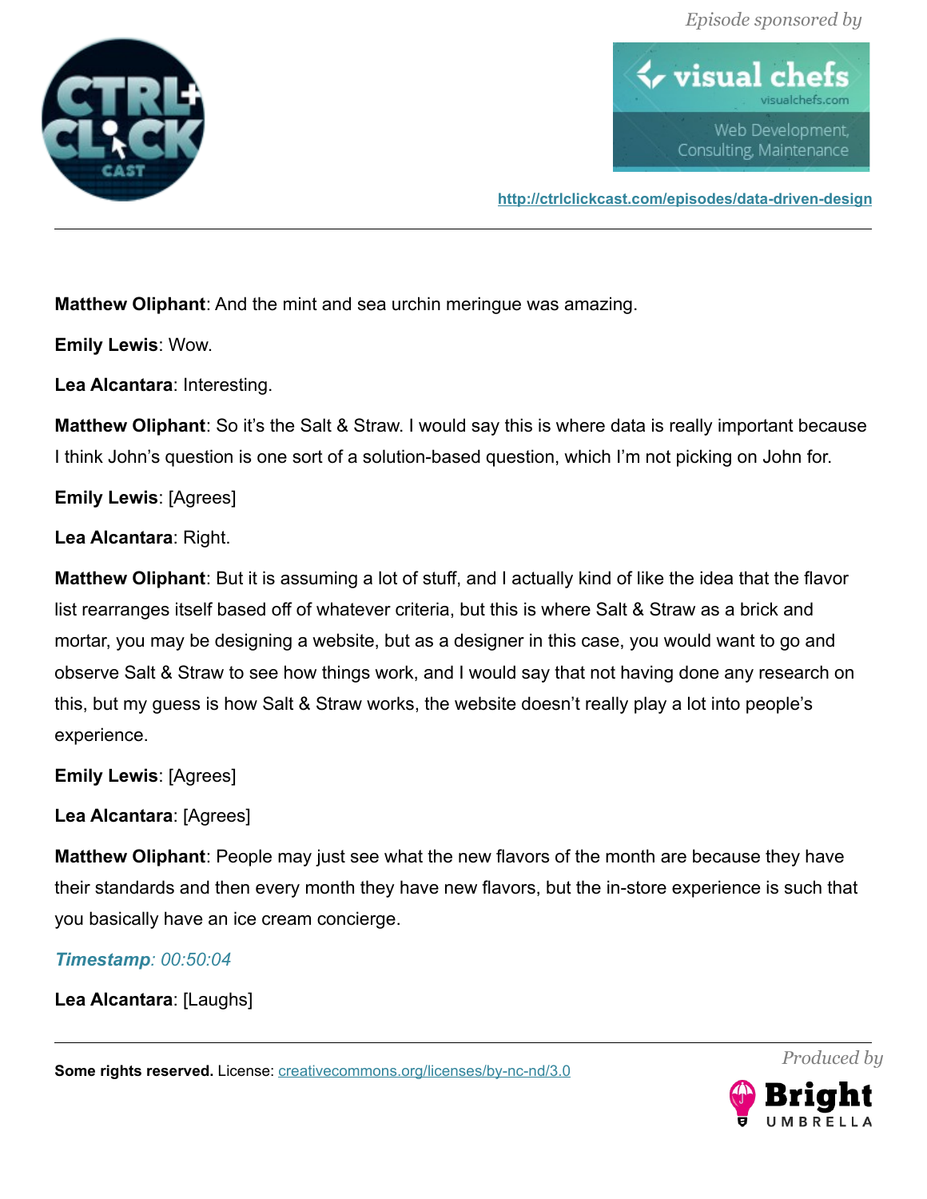**Matthew Oliphant**: And the mint and sea urchin meringue was amazing.

**Emily Lewis**: Wow.

**Lea Alcantara**: Interesting.

**Matthew Oliphant**: So it's the Salt & Straw. I would say this is where data is really important because I think John's question is one sort of a solution-based question, which I'm not picking on John for.

**Emily Lewis**: [Agrees]

**Lea Alcantara**: Right.

**Matthew Oliphant**: But it is assuming a lot of stuff, and I actually kind of like the idea that the flavor list rearranges itself based off of whatever criteria, but this is where Salt & Straw as a brick and mortar, you may be designing a website, but as a designer in this case, you would want to go and observe Salt & Straw to see how things work, and I would say that not having done any research on this, but my guess is how Salt & Straw works, the website doesn't really play a lot into people's experience.

**Emily Lewis**: [Agrees]

**Lea Alcantara**: [Agrees]

**Matthew Oliphant**: People may just see what the new flavors of the month are because they have their standards and then every month they have new flavors, but the in-store experience is such that you basically have an ice cream concierge.

***Timestamp**: 00:50:04*

**Lea Alcantara**: [Laughs]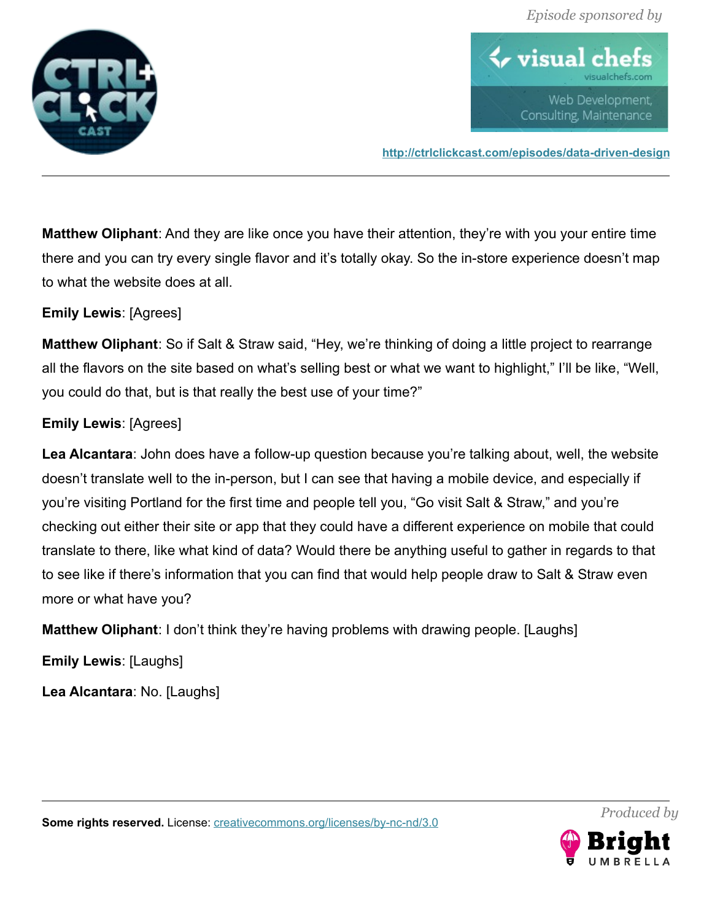**Matthew Oliphant**: And they are like once you have their attention, they're with you your entire time there and you can try every single flavor and it's totally okay. So the in-store experience doesn't map to what the website does at all.

**Emily Lewis**: [Agrees]

**Matthew Oliphant**: So if Salt & Straw said, "Hey, we're thinking of doing a little project to rearrange all the flavors on the site based on what's selling best or what we want to highlight," I'll be like, "Well, you could do that, but is that really the best use of your time?"

**Emily Lewis**: [Agrees]

**Lea Alcantara**: John does have a follow-up question because you're talking about, well, the website doesn't translate well to the in-person, but I can see that having a mobile device, and especially if you're visiting Portland for the first time and people tell you, "Go visit Salt & Straw," and you're checking out either their site or app that they could have a different experience on mobile that could translate to there, like what kind of data? Would there be anything useful to gather in regards to that to see like if there's information that you can find that would help people draw to Salt & Straw even more or what have you?

**Matthew Oliphant**: I don't think they're having problems with drawing people. [Laughs]

**Emily Lewis**: [Laughs]

**Lea Alcantara**: No. [Laughs]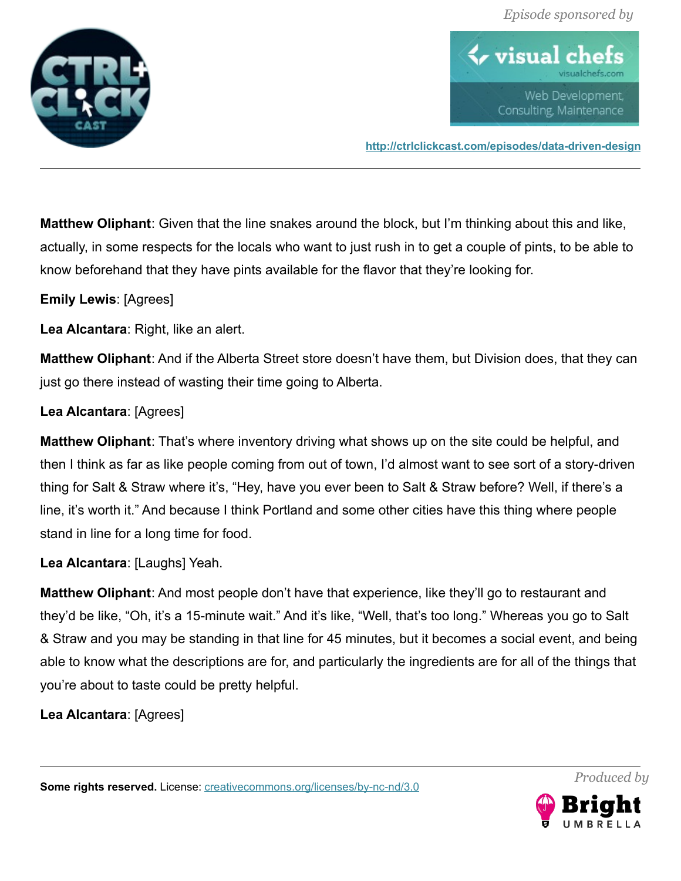**Matthew Oliphant**: Given that the line snakes around the block, but I'm thinking about this and like, actually, in some respects for the locals who want to just rush in to get a couple of pints, to be able to know beforehand that they have pints available for the flavor that they're looking for.

**Emily Lewis**: [Agrees]

**Lea Alcantara**: Right, like an alert.

**Matthew Oliphant**: And if the Alberta Street store doesn't have them, but Division does, that they can just go there instead of wasting their time going to Alberta.

**Lea Alcantara**: [Agrees]

**Matthew Oliphant**: That's where inventory driving what shows up on the site could be helpful, and then I think as far as like people coming from out of town, I'd almost want to see sort of a story-driven thing for Salt & Straw where it's, "Hey, have you ever been to Salt & Straw before? Well, if there's a line, it's worth it." And because I think Portland and some other cities have this thing where people stand in line for a long time for food.

**Lea Alcantara**: [Laughs] Yeah.

**Matthew Oliphant**: And most people don't have that experience, like they'll go to restaurant and they'd be like, "Oh, it's a 15-minute wait." And it's like, "Well, that's too long." Whereas you go to Salt & Straw and you may be standing in that line for 45 minutes, but it becomes a social event, and being able to know what the descriptions are for, and particularly the ingredients are for all of the things that you're about to taste could be pretty helpful.

**Lea Alcantara**: [Agrees]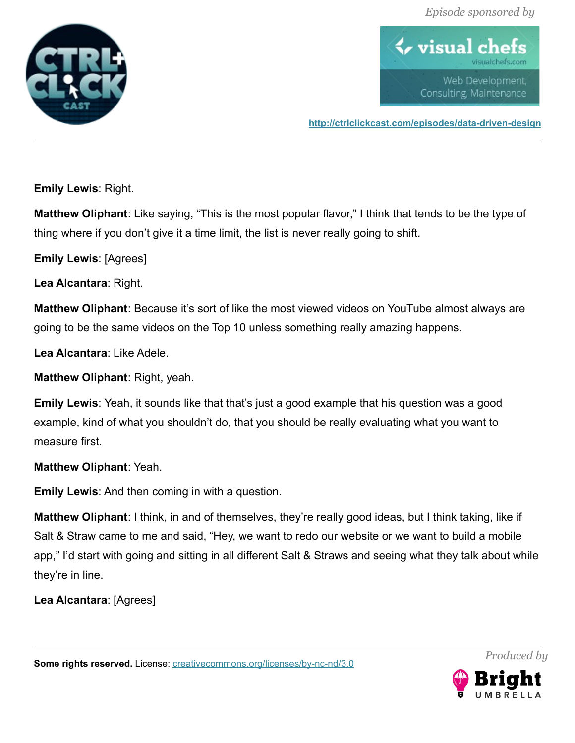**Emily Lewis**: Right.

**Matthew Oliphant**: Like saying, “This is the most popular flavor,” I think that tends to be the type of thing where if you don’t give it a time limit, the list is never really going to shift.

**Emily Lewis**: [Agrees]

**Lea Alcantara**: Right.

**Matthew Oliphant**: Because it’s sort of like the most viewed videos on YouTube almost always are going to be the same videos on the Top 10 unless something really amazing happens.

**Lea Alcantara**: Like Adele.

**Matthew Oliphant**: Right, yeah.

**Emily Lewis**: Yeah, it sounds like that that’s just a good example that his question was a good example, kind of what you shouldn’t do, that you should be really evaluating what you want to measure first.

**Matthew Oliphant**: Yeah.

**Emily Lewis**: And then coming in with a question.

**Matthew Oliphant**: I think, in and of themselves, they’re really good ideas, but I think taking, like if Salt & Straw came to me and said, “Hey, we want to redo our website or we want to build a mobile app,” I’d start with going and sitting in all different Salt & Straws and seeing what they talk about while they’re in line.

**Lea Alcantara**: [Agrees]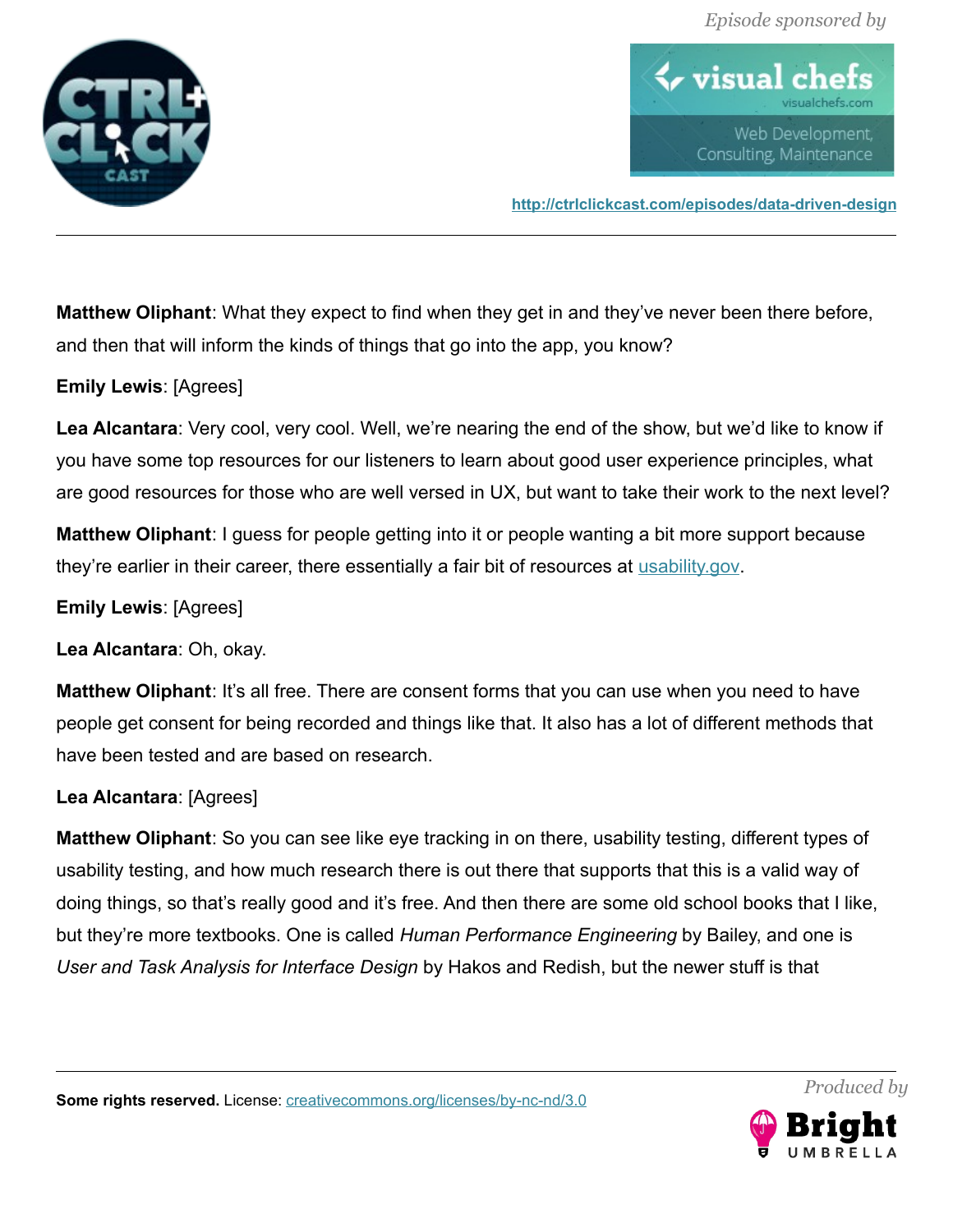**Matthew Oliphant**: What they expect to find when they get in and they've never been there before, and then that will inform the kinds of things that go into the app, you know?

**Emily Lewis**: [Agrees]

**Lea Alcantara**: Very cool, very cool. Well, we're nearing the end of the show, but we'd like to know if you have some top resources for our listeners to learn about good user experience principles, what are good resources for those who are well versed in UX, but want to take their work to the next level?

**Matthew Oliphant**: I guess for people getting into it or people wanting a bit more support because they're earlier in their career, there essentially a fair bit of resources at [usability.gov](usability.gov).

**Emily Lewis**: [Agrees]

**Lea Alcantara**: Oh, okay.

**Matthew Oliphant**: It's all free. There are consent forms that you can use when you need to have people get consent for being recorded and things like that. It also has a lot of different methods that have been tested and are based on research.

**Lea Alcantara**: [Agrees]

**Matthew Oliphant**: So you can see like eye tracking in on there, usability testing, different types of usability testing, and how much research there is out there that supports that this is a valid way of doing things, so that's really good and it's free. And then there are some old school books that I like, but they're more textbooks. One is called *Human Performance Engineering* by Bailey, and one is *User and Task Analysis for Interface Design* by Hakos and Redish, but the newer stuff is that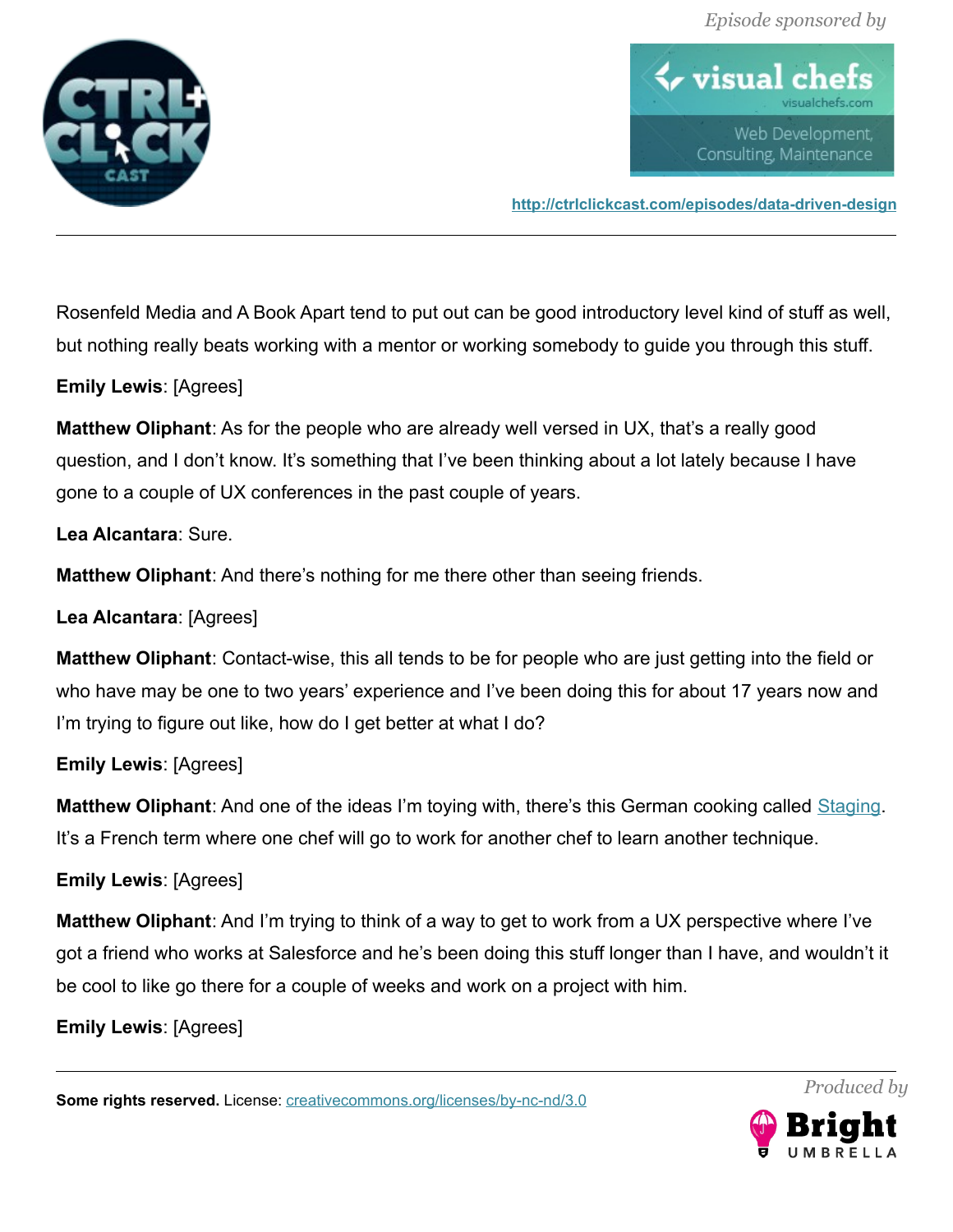Rosenfeld Media and A Book Apart tend to put out can be good introductory level kind of stuff as well, but nothing really beats working with a mentor or working somebody to guide you through this stuff.

**Emily Lewis**: [Agrees]

**Matthew Oliphant**: As for the people who are already well versed in UX, that's a really good question, and I don't know. It's something that I've been thinking about a lot lately because I have gone to a couple of UX conferences in the past couple of years.

**Lea Alcantara**: Sure.

**Matthew Oliphant**: And there's nothing for me there other than seeing friends.

**Lea Alcantara**: [Agrees]

**Matthew Oliphant**: Contact-wise, this all tends to be for people who are just getting into the field or who have may be one to two years' experience and I've been doing this for about 17 years now and I'm trying to figure out like, how do I get better at what I do?

**Emily Lewis**: [Agrees]

**Matthew Oliphant**: And one of the ideas I'm toying with, there's this German cooking called [Staging](). It's a French term where one chef will go to work for another chef to learn another technique.

**Emily Lewis**: [Agrees]

**Matthew Oliphant**: And I'm trying to think of a way to get to work from a UX perspective where I've got a friend who works at Salesforce and he's been doing this stuff longer than I have, and wouldn't it be cool to like go there for a couple of weeks and work on a project with him.

**Emily Lewis**: [Agrees]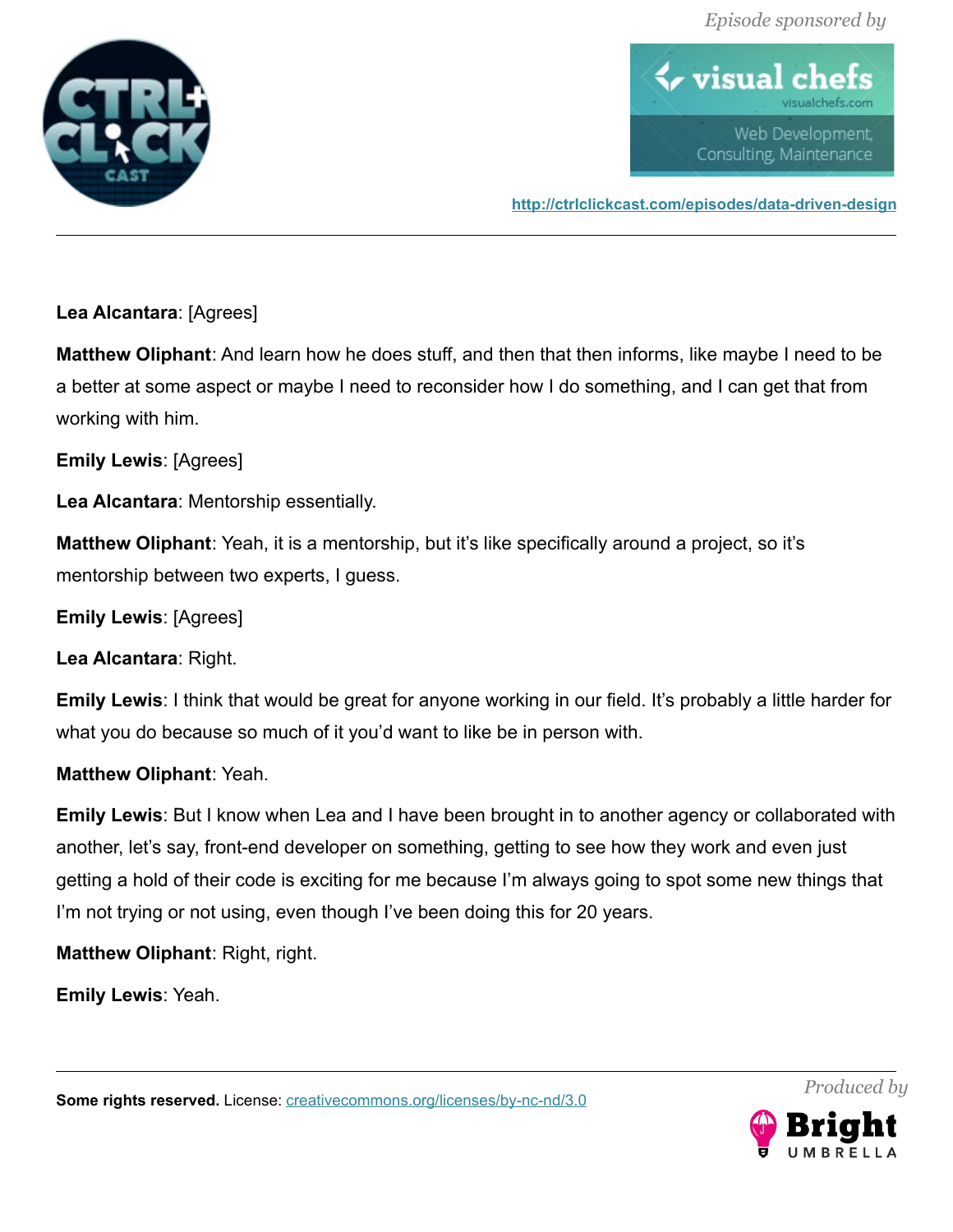**Lea Alcantara**: [Agrees]

**Matthew Oliphant**: And learn how he does stuff, and then that then informs, like maybe I need to be a better at some aspect or maybe I need to reconsider how I do something, and I can get that from working with him.

**Emily Lewis**: [Agrees]

**Lea Alcantara**: Mentorship essentially.

**Matthew Oliphant**: Yeah, it is a mentorship, but it's like specifically around a project, so it's mentorship between two experts, I guess.

**Emily Lewis**: [Agrees]

**Lea Alcantara**: Right.

**Emily Lewis**: I think that would be great for anyone working in our field. It's probably a little harder for what you do because so much of it you'd want to like be in person with.

**Matthew Oliphant**: Yeah.

**Emily Lewis**: But I know when Lea and I have been brought in to another agency or collaborated with another, let's say, front-end developer on something, getting to see how they work and even just getting a hold of their code is exciting for me because I'm always going to spot some new things that I'm not trying or not using, even though I've been doing this for 20 years.

**Matthew Oliphant**: Right, right.

**Emily Lewis**: Yeah.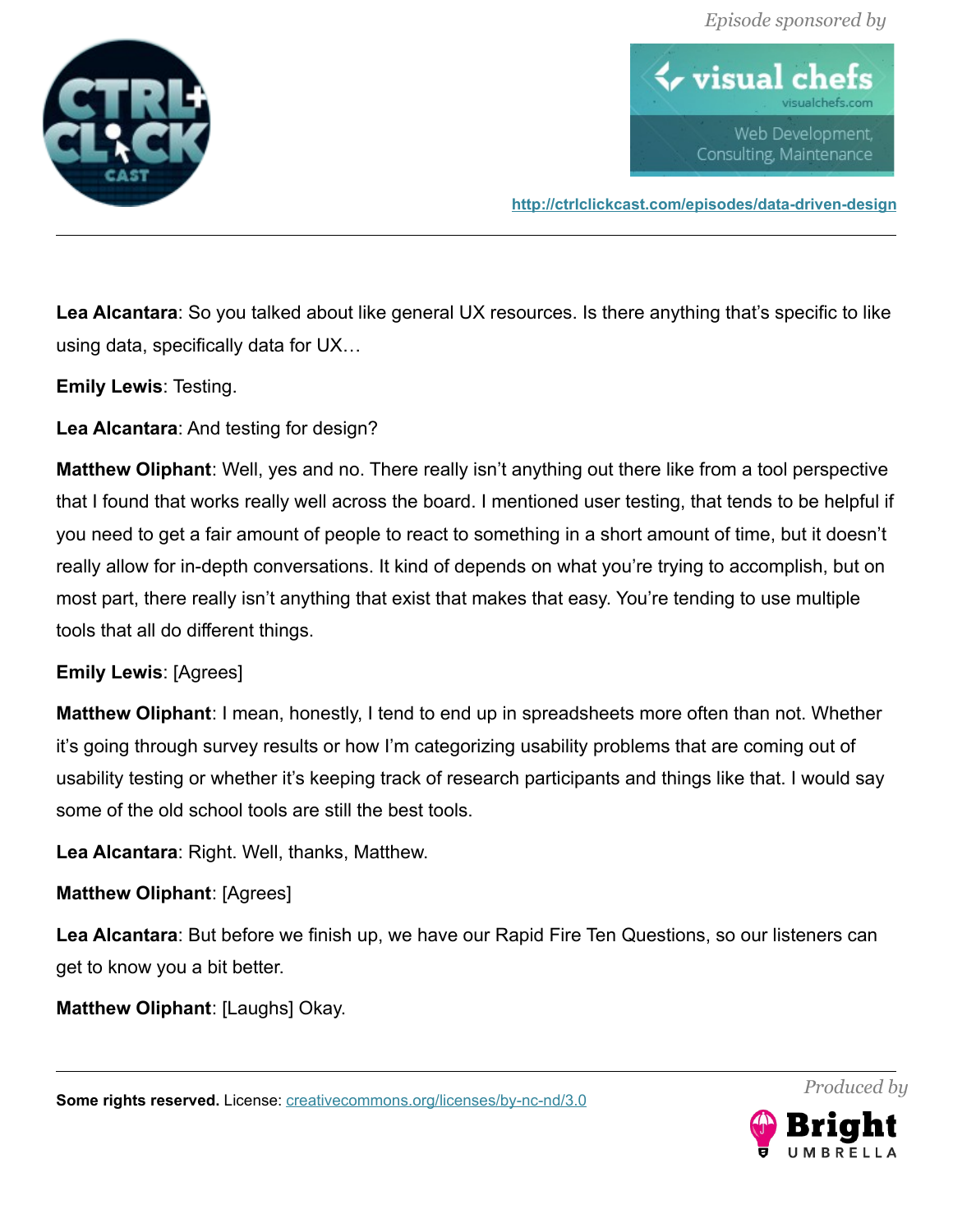**Lea Alcantara**: So you talked about like general UX resources. Is there anything that's specific to like using data, specifically data for UX…

**Emily Lewis**: Testing.

**Lea Alcantara**: And testing for design?

**Matthew Oliphant**: Well, yes and no. There really isn't anything out there like from a tool perspective that I found that works really well across the board. I mentioned user testing, that tends to be helpful if you need to get a fair amount of people to react to something in a short amount of time, but it doesn't really allow for in-depth conversations. It kind of depends on what you're trying to accomplish, but on most part, there really isn't anything that exist that makes that easy. You're tending to use multiple tools that all do different things.

**Emily Lewis**: [Agrees]

**Matthew Oliphant**: I mean, honestly, I tend to end up in spreadsheets more often than not. Whether it's going through survey results or how I'm categorizing usability problems that are coming out of usability testing or whether it's keeping track of research participants and things like that. I would say some of the old school tools are still the best tools.

**Lea Alcantara**: Right. Well, thanks, Matthew.

**Matthew Oliphant**: [Agrees]

**Lea Alcantara**: But before we finish up, we have our Rapid Fire Ten Questions, so our listeners can get to know you a bit better.

**Matthew Oliphant**: [Laughs] Okay.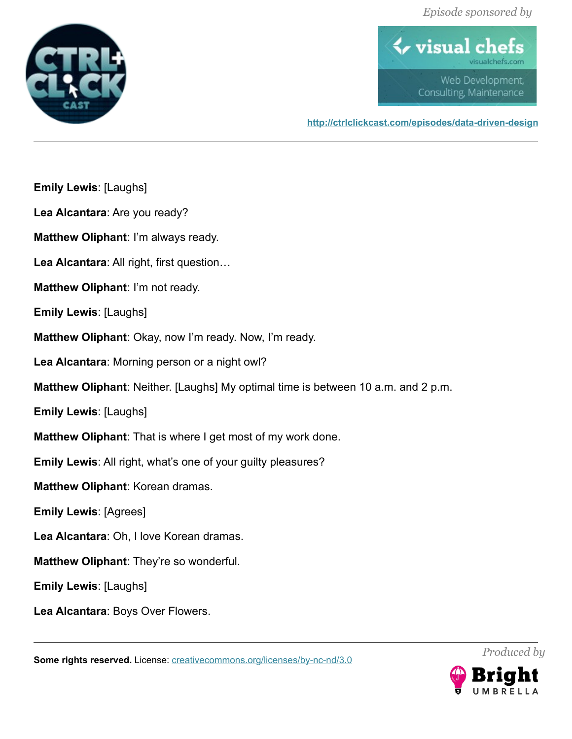**Emily Lewis**: [Laughs]

**Lea Alcantara**: Are you ready?

**Matthew Oliphant**: I'm always ready.

**Lea Alcantara**: All right, first question…

**Matthew Oliphant**: I'm not ready.

**Emily Lewis**: [Laughs]

**Matthew Oliphant**: Okay, now I'm ready. Now, I'm ready.

**Lea Alcantara**: Morning person or a night owl?

**Matthew Oliphant**: Neither. [Laughs] My optimal time is between 10 a.m. and 2 p.m.

**Emily Lewis**: [Laughs]

**Matthew Oliphant**: That is where I get most of my work done.

**Emily Lewis**: All right, what's one of your guilty pleasures?

**Matthew Oliphant**: Korean dramas.

**Emily Lewis**: [Agrees]

**Lea Alcantara**: Oh, I love Korean dramas.

**Matthew Oliphant**: They're so wonderful.

**Emily Lewis**: [Laughs]

**Lea Alcantara**: Boys Over Flowers.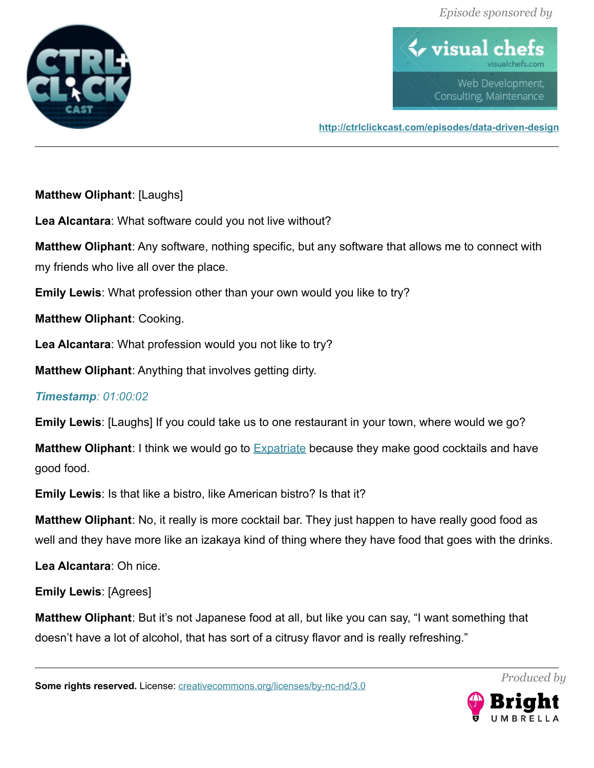**Matthew Oliphant**: [Laughs]

**Lea Alcantara**: What software could you not live without?

**Matthew Oliphant**: Any software, nothing specific, but any software that allows me to connect with my friends who live all over the place.

**Emily Lewis**: What profession other than your own would you like to try?

**Matthew Oliphant**: Cooking.

**Lea Alcantara**: What profession would you not like to try?

**Matthew Oliphant**: Anything that involves getting dirty.

***Timestamp**: 01:00:02*

**Emily Lewis**: [Laughs] If you could take us to one restaurant in your town, where would we go?

**Matthew Oliphant**: I think we would go to Expatriate because they make good cocktails and have good food.

**Emily Lewis**: Is that like a bistro, like American bistro? Is that it?

**Matthew Oliphant**: No, it really is more cocktail bar. They just happen to have really good food as well and they have more like an izakaya kind of thing where they have food that goes with the drinks.

**Lea Alcantara**: Oh nice.

**Emily Lewis**: [Agrees]

**Matthew Oliphant**: But it's not Japanese food at all, but like you can say, "I want something that doesn't have a lot of alcohol, that has sort of a citrusy flavor and is really refreshing."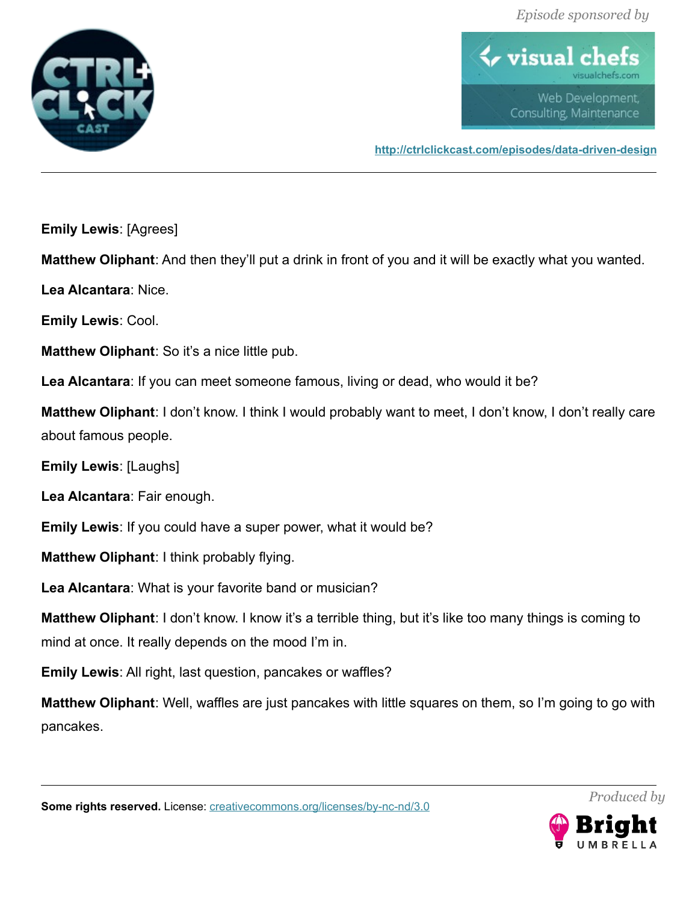**Emily Lewis**: [Agrees]

**Matthew Oliphant**: And then they'll put a drink in front of you and it will be exactly what you wanted.

**Lea Alcantara**: Nice.

**Emily Lewis**: Cool.

**Matthew Oliphant**: So it's a nice little pub.

**Lea Alcantara**: If you can meet someone famous, living or dead, who would it be?

**Matthew Oliphant**: I don't know. I think I would probably want to meet, I don't know, I don't really care about famous people.

**Emily Lewis**: [Laughs]

**Lea Alcantara**: Fair enough.

**Emily Lewis**: If you could have a super power, what it would be?

**Matthew Oliphant**: I think probably flying.

**Lea Alcantara**: What is your favorite band or musician?

**Matthew Oliphant**: I don't know. I know it's a terrible thing, but it's like too many things is coming to mind at once. It really depends on the mood I'm in.

**Emily Lewis**: All right, last question, pancakes or waffles?

**Matthew Oliphant**: Well, waffles are just pancakes with little squares on them, so I'm going to go with pancakes.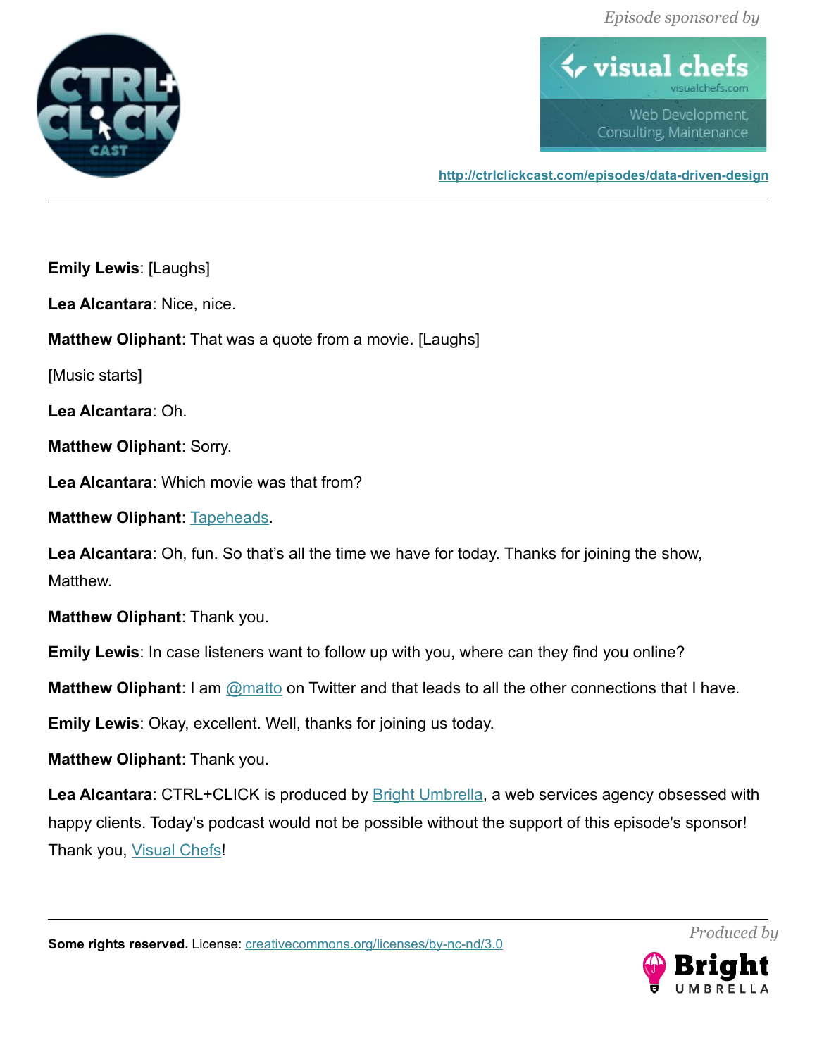**Emily Lewis**: [Laughs]

**Lea Alcantara**: Nice, nice.

**Matthew Oliphant**: That was a quote from a movie. [Laughs]

[Music starts]

**Lea Alcantara**: Oh.

**Matthew Oliphant**: Sorry.

**Lea Alcantara**: Which movie was that from?

**Matthew Oliphant**: Tapeheads.

**Lea Alcantara**: Oh, fun. So that's all the time we have for today. Thanks for joining the show, Matthew.

**Matthew Oliphant**: Thank you.

**Emily Lewis**: In case listeners want to follow up with you, where can they find you online?

**Matthew Oliphant**: I am @matto on Twitter and that leads to all the other connections that I have.

**Emily Lewis**: Okay, excellent. Well, thanks for joining us today.

**Matthew Oliphant**: Thank you.

**Lea Alcantara**: CTRL+CLICK is produced by Bright Umbrella, a web services agency obsessed with happy clients. Today's podcast would not be possible without the support of this episode's sponsor! Thank you, Visual Chefs!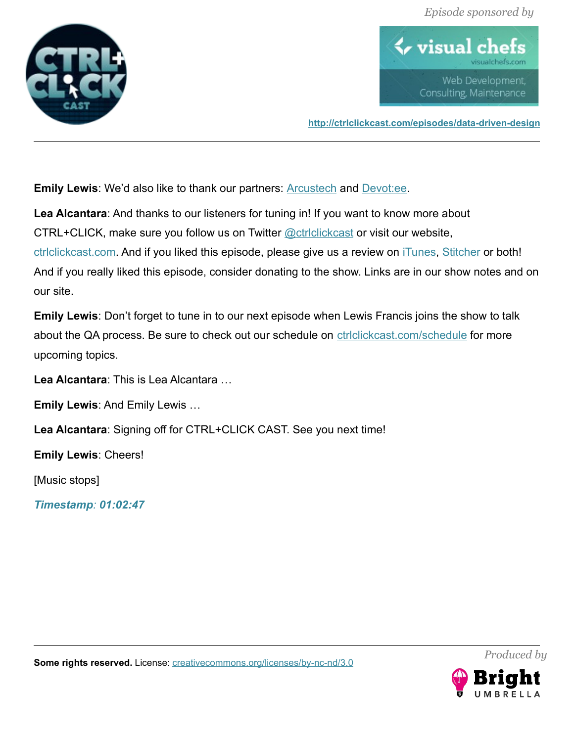**Emily Lewis**: We'd also like to thank our partners: Arcustech and Devot:ee.

**Lea Alcantara**: And thanks to our listeners for tuning in! If you want to know more about CTRL+CLICK, make sure you follow us on Twitter @ctrlclickcast or visit our website, ctrlclickcast.com. And if you liked this episode, please give us a review on iTunes, Stitcher or both! And if you really liked this episode, consider donating to the show. Links are in our show notes and on our site.

**Emily Lewis**: Don't forget to tune in to our next episode when Lewis Francis joins the show to talk about the QA process. Be sure to check out our schedule on ctrlclickcast.com/schedule for more upcoming topics.

**Lea Alcantara**: This is Lea Alcantara …

**Emily Lewis**: And Emily Lewis …

**Lea Alcantara**: Signing off for CTRL+CLICK CAST. See you next time!

**Emily Lewis**: Cheers!

[Music stops]

***Timestamp**: 01:02:47*